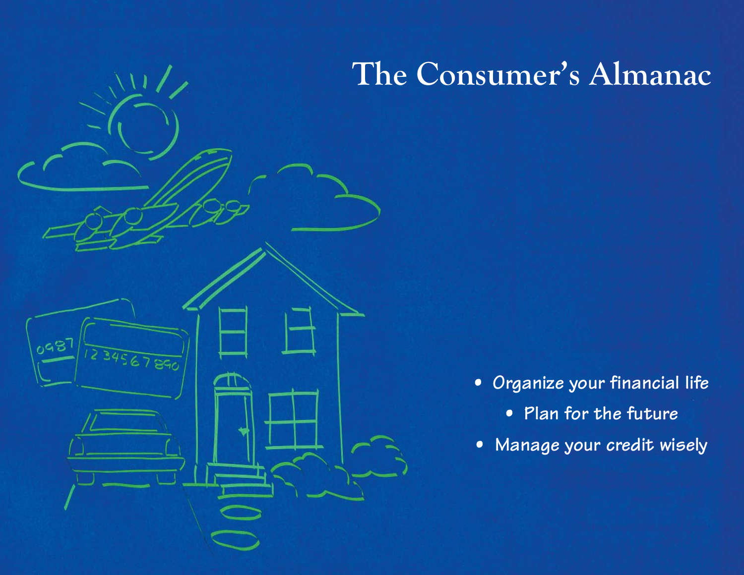# The Consumer's Almanac

- Organize your financial life
- Plan for the future
- Manage your credit wisely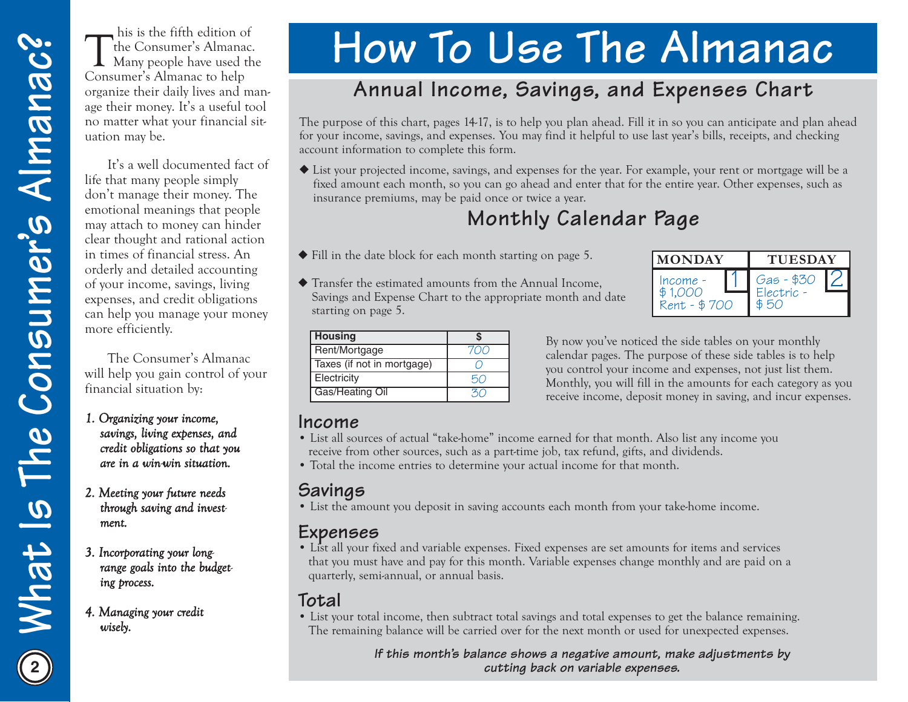# What Is The Consumer's Almanac?

This is the fifth edition of the Consumer's Almanac. Many people have used the Consumer's Almanac to help organize their daily lives and manage their money. It's a useful tool no matter what your financial situation may be.

It's a well documented fact of life that many people simply don't manage their money. The emotional meanings that people may attach to money can hinder clear thought and rational action in times of financial stress. An orderly and detailed accounting of your income, savings, living expenses, and credit obligations can help you manage your money more efficiently.

The Consumer's Almanac will help you gain control of your financial situation by:

1. *Organizing your income, savings, living expenses, and credit obligations so that you are in a win-win situation.*
2. *Meeting your future needs through saving and investment.*
3. *Incorporating your long-range goals into the budgeting process.*
4. *Managing your credit wisely.*

# How To Use The Almanac

## Annual Income, Savings, and Expenses Chart

The purpose of this chart, pages 14-17, is to help you plan ahead. Fill it in so you can anticipate and plan ahead for your income, savings, and expenses. You may find it helpful to use last year's bills, receipts, and checking account information to complete this form.

- List your projected income, savings, and expenses for the year. For example, your rent or mortgage will be a fixed amount each month, so you can go ahead and enter that for the entire year. Other expenses, such as insurance premiums, may be paid once or twice a year.

## Monthly Calendar Page

- Fill in the date block for each month starting on page 5.
- Transfer the estimated amounts from the Annual Income, Savings and Expense Chart to the appropriate month and date starting on page 5.

| MONDAY | TUESDAY |
|---|---|
| 1 Income - $ 1,000 Rent - $ 700 | 2 Gas - $30 Electric - $ 50 |

| Housing | $ |
|---|---|
| Rent/Mortgage | 700 |
| Taxes (if not in mortgage) | 0 |
| Electricity | 50 |
| Gas/Heating Oil | 30 |

By now you've noticed the side tables on your monthly calendar pages. The purpose of these side tables is to help you control your income and expenses, not just list them. Monthly, you will fill in the amounts for each category as you receive income, deposit money in saving, and incur expenses.

### Income

- List all sources of actual "take-home" income earned for that month. Also list any income you receive from other sources, such as a part-time job, tax refund, gifts, and dividends.
- Total the income entries to determine your actual income for that month.

### Savings

- List the amount you deposit in saving accounts each month from your take-home income.

### Expenses

- List all your fixed and variable expenses. Fixed expenses are set amounts for items and services that you must have and pay for this month. Variable expenses change monthly and are paid on a quarterly, semi-annual, or annual basis.

### Total

- List your total income, then subtract total savings and total expenses to get the balance remaining. The remaining balance will be carried over for the next month or used for unexpected expenses.

***If this month's balance shows a negative amount, make adjustments by cutting back on variable expenses.***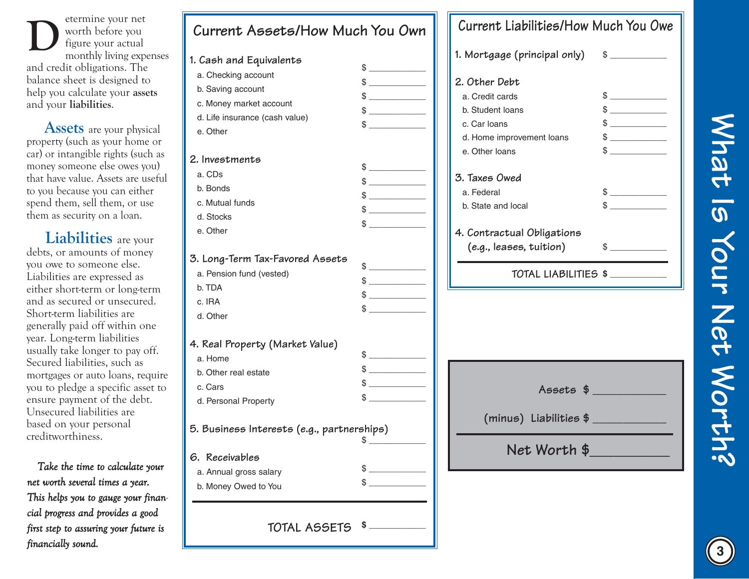# What Is Your Net Worth?

Determine your net worth before you figure your actual monthly living expenses and credit obligations. The balance sheet is designed to help you calculate your **assets** and your **liabilities**.

**Assets** are your physical property (such as your home or car) or intangible rights (such as money someone else owes you) that have value. Assets are useful to you because you can either spend them, sell them, or use them as security on a loan.

**Liabilities** are your debts, or amounts of money you owe to someone else. Liabilities are expressed as either short-term or long-term and as secured or unsecured. Short-term liabilities are generally paid off within one year. Long-term liabilities usually take longer to pay off. Secured liabilities, such as mortgages or auto loans, require you to pledge a specific asset to ensure payment of the debt. Unsecured liabilities are based on your personal creditworthiness.

*Take the time to calculate your net worth several times a year. This helps you to gauge your financial progress and provides a good first step to assuring your future is financially sound.*

## Current Assets/How Much You Own

**1. Cash and Equivalents**

| | |
|---|---|
| a. Checking account | $ ________ |
| b. Saving account | $ ________ |
| c. Money market account | $ ________ |
| d. Life insurance (cash value) | $ ________ |
| e. Other | $ ________ |

**2. Investments**

| | |
|---|---|
| a. CDs | $ ________ |
| b. Bonds | $ ________ |
| c. Mutual funds | $ ________ |
| d. Stocks | $ ________ |
| e. Other | $ ________ |

**3. Long-Term Tax-Favored Assets**

| | |
|---|---|
| a. Pension fund (vested) | $ ________ |
| b. TDA | $ ________ |
| c. IRA | $ ________ |
| d. Other | $ ________ |

**4. Real Property (Market Value)**

| | |
|---|---|
| a. Home | $ ________ |
| b. Other real estate | $ ________ |
| c. Cars | $ ________ |
| d. Personal Property | $ ________ |

**5. Business Interests (e.g., partnerships)** $ ________

**6. Receivables**

| | |
|---|---|
| a. Annual gross salary | $ ________ |
| b. Money Owed to You | $ ________ |

**TOTAL ASSETS** $ ________

## Current Liabilities/How Much You Owe

**1. Mortgage (principal only)** $ ________

**2. Other Debt**

| | |
|---|---|
| a. Credit cards | $ ________ |
| b. Student loans | $ ________ |
| c. Car loans | $ ________ |
| d. Home improvement loans | $ ________ |
| e. Other loans | $ ________ |

**3. Taxes Owed**

| | |
|---|---|
| a. Federal | $ ________ |
| b. State and local | $ ________ |

**4. Contractual Obligations (e.g., leases, tuition)** $ ________

**TOTAL LIABILITIES** $ ________

---

**Assets** $ ________

**(minus) Liabilities** $ ________

**Net Worth** $ ________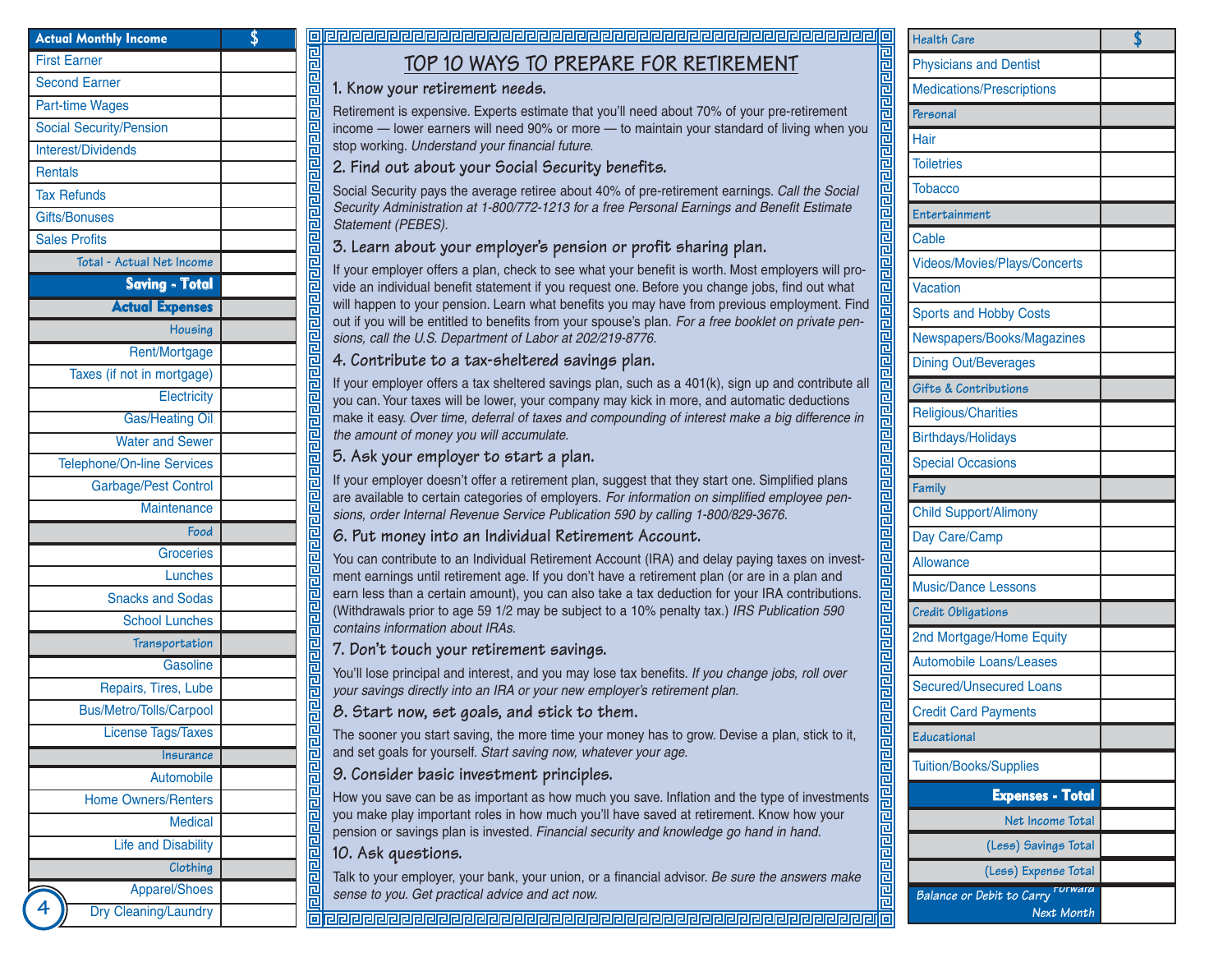| Actual Monthly Income | $ |
| --- | --- |
| First Earner | |
| Second Earner | |
| Part-time Wages | |
| Social Security/Pension | |
| Interest/Dividends | |
| Rentals | |
| Tax Refunds | |
| Gifts/Bonuses | |
| Sales Profits | |
| Total - Actual Net Income | |
| **Saving - Total** | |
| **Actual Expenses** | |
| Housing | |
| Rent/Mortgage | |
| Taxes (if not in mortgage) | |
| Electricity | |
| Gas/Heating Oil | |
| Water and Sewer | |
| Telephone/On-line Services | |
| Garbage/Pest Control | |
| Maintenance | |
| Food | |
| Groceries | |
| Lunches | |
| Snacks and Sodas | |
| School Lunches | |
| Transportation | |
| Gasoline | |
| Repairs, Tires, Lube | |
| Bus/Metro/Tolls/Carpool | |
| License Tags/Taxes | |
| Insurance | |
| Automobile | |
| Home Owners/Renters | |
| Medical | |
| Life and Disability | |
| Clothing | |
| Apparel/Shoes | |
| Dry Cleaning/Laundry | |

# TOP 10 WAYS TO PREPARE FOR RETIREMENT

## 1. Know your retirement needs.

Retirement is expensive. Experts estimate that you'll need about 70% of your pre-retirement income — lower earners will need 90% or more — to maintain your standard of living when you stop working. *Understand your financial future.*

## 2. Find out about your Social Security benefits.

Social Security pays the average retiree about 40% of pre-retirement earnings. *Call the Social Security Administration at 1-800/772-1213 for a free Personal Earnings and Benefit Estimate Statement (PEBES).*

## 3. Learn about your employer's pension or profit sharing plan.

If your employer offers a plan, check to see what your benefit is worth. Most employers will provide an individual benefit statement if you request one. Before you change jobs, find out what will happen to your pension. Learn what benefits you may have from previous employment. Find out if you will be entitled to benefits from your spouse's plan. *For a free booklet on private pensions, call the U.S. Department of Labor at 202/219-8776.*

## 4. Contribute to a tax-sheltered savings plan.

If your employer offers a tax sheltered savings plan, such as a 401(k), sign up and contribute all you can. Your taxes will be lower, your company may kick in more, and automatic deductions make it easy. *Over time, deferral of taxes and compounding of interest make a big difference in the amount of money you will accumulate.*

## 5. Ask your employer to start a plan.

If your employer doesn't offer a retirement plan, suggest that they start one. Simplified plans are available to certain categories of employers. *For information on simplified employee pensions, order Internal Revenue Service Publication 590 by calling 1-800/829-3676.*

## 6. Put money into an Individual Retirement Account.

You can contribute to an Individual Retirement Account (IRA) and delay paying taxes on investment earnings until retirement age. If you don't have a retirement plan (or are in a plan and earn less than a certain amount), you can also take a tax deduction for your IRA contributions. (Withdrawals prior to age 59 1/2 may be subject to a 10% penalty tax.) *IRS Publication 590 contains information about IRAs.*

## 7. Don't touch your retirement savings.

You'll lose principal and interest, and you may lose tax benefits. *If you change jobs, roll over your savings directly into an IRA or your new employer's retirement plan.*

## 8. Start now, set goals, and stick to them.

The sooner you start saving, the more time your money has to grow. Devise a plan, stick to it, and set goals for yourself. *Start saving now, whatever your age.*

## 9. Consider basic investment principles.

How you save can be as important as how much you save. Inflation and the type of investments you make play important roles in how much you'll have saved at retirement. Know how your pension or savings plan is invested. *Financial security and knowledge go hand in hand.*

## 10. Ask questions.

Talk to your employer, your bank, your union, or a financial advisor. *Be sure the answers make sense to you. Get practical advice and act now.*

| Health Care | $ |
| --- | --- |
| Physicians and Dentist | |
| Medications/Prescriptions | |
| Personal | |
| Hair | |
| Toiletries | |
| Tobacco | |
| Entertainment | |
| Cable | |
| Videos/Movies/Plays/Concerts | |
| Vacation | |
| Sports and Hobby Costs | |
| Newspapers/Books/Magazines | |
| Dining Out/Beverages | |
| Gifts & Contributions | |
| Religious/Charities | |
| Birthdays/Holidays | |
| Special Occasions | |
| Family | |
| Child Support/Alimony | |
| Day Care/Camp | |
| Allowance | |
| Music/Dance Lessons | |
| Credit Obligations | |
| 2nd Mortgage/Home Equity | |
| Automobile Loans/Leases | |
| Secured/Unsecured Loans | |
| Credit Card Payments | |
| Educational | |
| Tuition/Books/Supplies | |
| **Expenses - Total** | |
| Net Income Total | |
| (Less) Savings Total | |
| (Less) Expense Total | |
| Balance or Debit to Carry Forward Next Month | |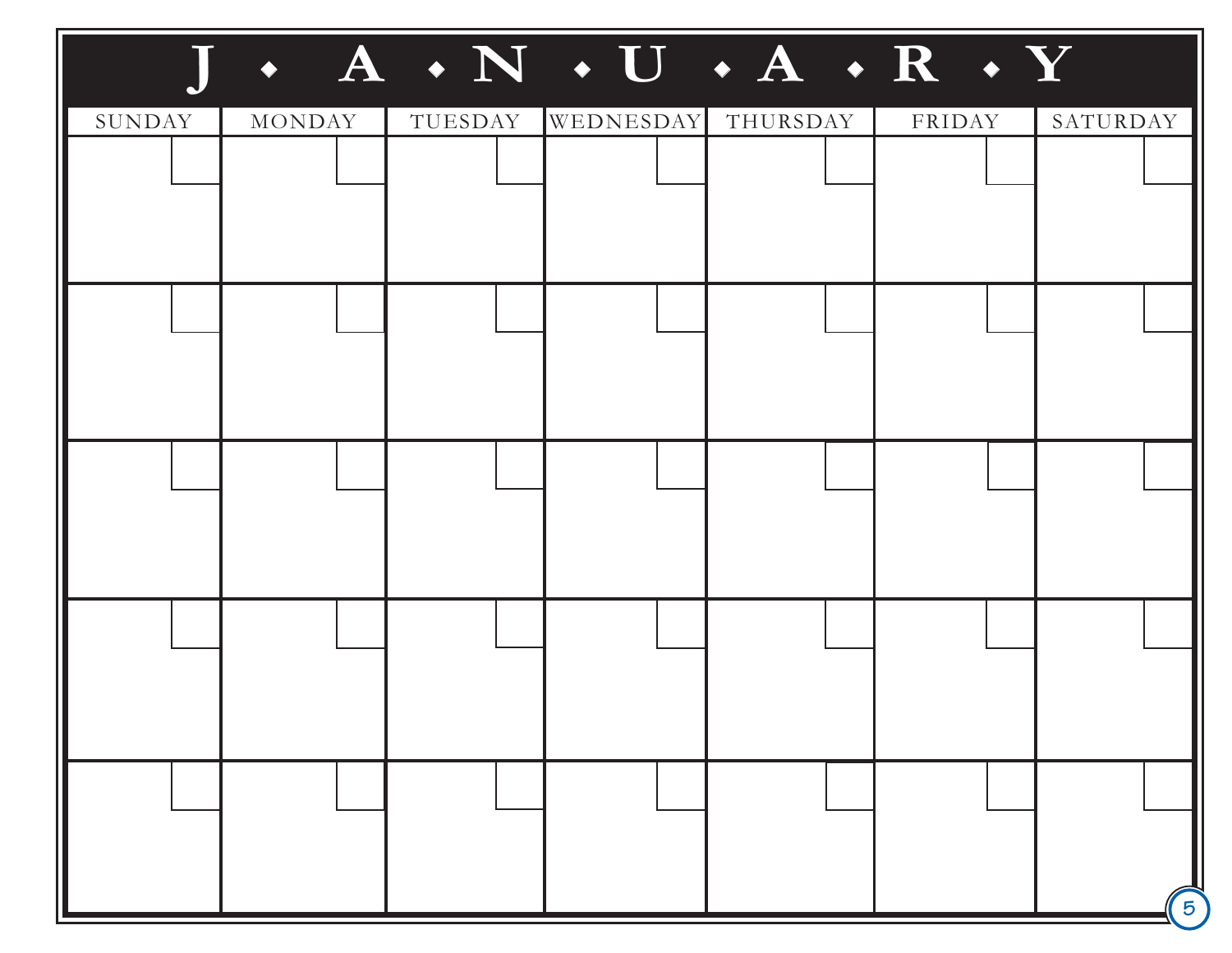# J • A • N • U • A • R • Y

| SUNDAY | MONDAY | TUESDAY | WEDNESDAY | THURSDAY | FRIDAY | SATURDAY |
| --- | --- | --- | --- | --- | --- | --- |
| | | | | | | |
| | | | | | | |
| | | | | | | |
| | | | | | | |
| | | | | | | |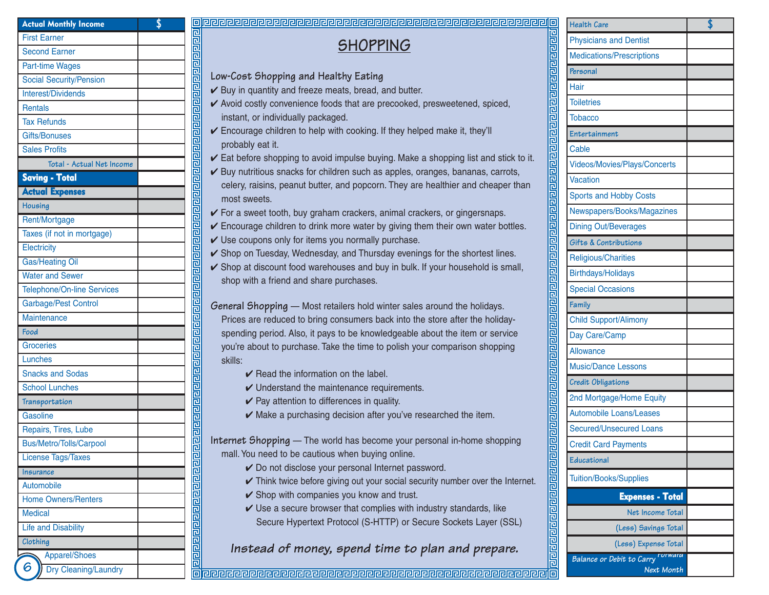| Actual Monthly Income | $ |
|---|---|
| First Earner | |
| Second Earner | |
| Part-time Wages | |
| Social Security/Pension | |
| Interest/Dividends | |
| Rentals | |
| Tax Refunds | |
| Gifts/Bonuses | |
| Sales Profits | |
| Total - Actual Net Income | |
| **Saving - Total** | |
| **Actual Expenses** | |
| *Housing* | |
| Rent/Mortgage | |
| Taxes (if not in mortgage) | |
| Electricity | |
| Gas/Heating Oil | |
| Water and Sewer | |
| Telephone/On-line Services | |
| Garbage/Pest Control | |
| Maintenance | |
| *Food* | |
| Groceries | |
| Lunches | |
| Snacks and Sodas | |
| School Lunches | |
| *Transportation* | |
| Gasoline | |
| Repairs, Tires, Lube | |
| Bus/Metro/Tolls/Carpool | |
| License Tags/Taxes | |
| *Insurance* | |
| Automobile | |
| Home Owners/Renters | |
| Medical | |
| Life and Disability | |
| *Clothing* | |
| Apparel/Shoes | |
| Dry Cleaning/Laundry | |

# SHOPPING

## Low-Cost Shopping and Healthy Eating

- ✔ Buy in quantity and freeze meats, bread, and butter.
- ✔ Avoid costly convenience foods that are precooked, presweetened, spiced, instant, or individually packaged.
- ✔ Encourage children to help with cooking. If they helped make it, they'll probably eat it.
- ✔ Eat before shopping to avoid impulse buying. Make a shopping list and stick to it.
- ✔ Buy nutritious snacks for children such as apples, oranges, bananas, carrots, celery, raisins, peanut butter, and popcorn. They are healthier and cheaper than most sweets.
- ✔ For a sweet tooth, buy graham crackers, animal crackers, or gingersnaps.
- ✔ Encourage children to drink more water by giving them their own water bottles.
- ✔ Use coupons only for items you normally purchase.
- ✔ Shop on Tuesday, Wednesday, and Thursday evenings for the shortest lines.
- ✔ Shop at discount food warehouses and buy in bulk. If your household is small, shop with a friend and share purchases.

**General Shopping** — Most retailers hold winter sales around the holidays. Prices are reduced to bring consumers back into the store after the holiday-spending period. Also, it pays to be knowledgeable about the item or service you're about to purchase. Take the time to polish your comparison shopping skills:

- ✔ Read the information on the label.
- ✔ Understand the maintenance requirements.
- ✔ Pay attention to differences in quality.
- ✔ Make a purchasing decision after you've researched the item.

**Internet Shopping** — The world has become your personal in-home shopping mall. You need to be cautious when buying online.

- ✔ Do not disclose your personal Internet password.
- ✔ Think twice before giving out your social security number over the Internet.
- ✔ Shop with companies you know and trust.
- ✔ Use a secure browser that complies with industry standards, like Secure Hypertext Protocol (S-HTTP) or Secure Sockets Layer (SSL)

*Instead of money, spend time to plan and prepare.*

| Health Care | $ |
|---|---|
| Physicians and Dentist | |
| Medications/Prescriptions | |
| *Personal* | |
| Hair | |
| Toiletries | |
| Tobacco | |
| *Entertainment* | |
| Cable | |
| Videos/Movies/Plays/Concerts | |
| Vacation | |
| Sports and Hobby Costs | |
| Newspapers/Books/Magazines | |
| Dining Out/Beverages | |
| *Gifts & Contributions* | |
| Religious/Charities | |
| Birthdays/Holidays | |
| Special Occasions | |
| *Family* | |
| Child Support/Alimony | |
| Day Care/Camp | |
| Allowance | |
| Music/Dance Lessons | |
| *Credit Obligations* | |
| 2nd Mortgage/Home Equity | |
| Automobile Loans/Leases | |
| Secured/Unsecured Loans | |
| Credit Card Payments | |
| *Educational* | |
| Tuition/Books/Supplies | |
| **Expenses - Total** | |
| Net Income Total | |
| (Less) Savings Total | |
| (Less) Expense Total | |
| Balance or Debit to Carry Forward Next Month | |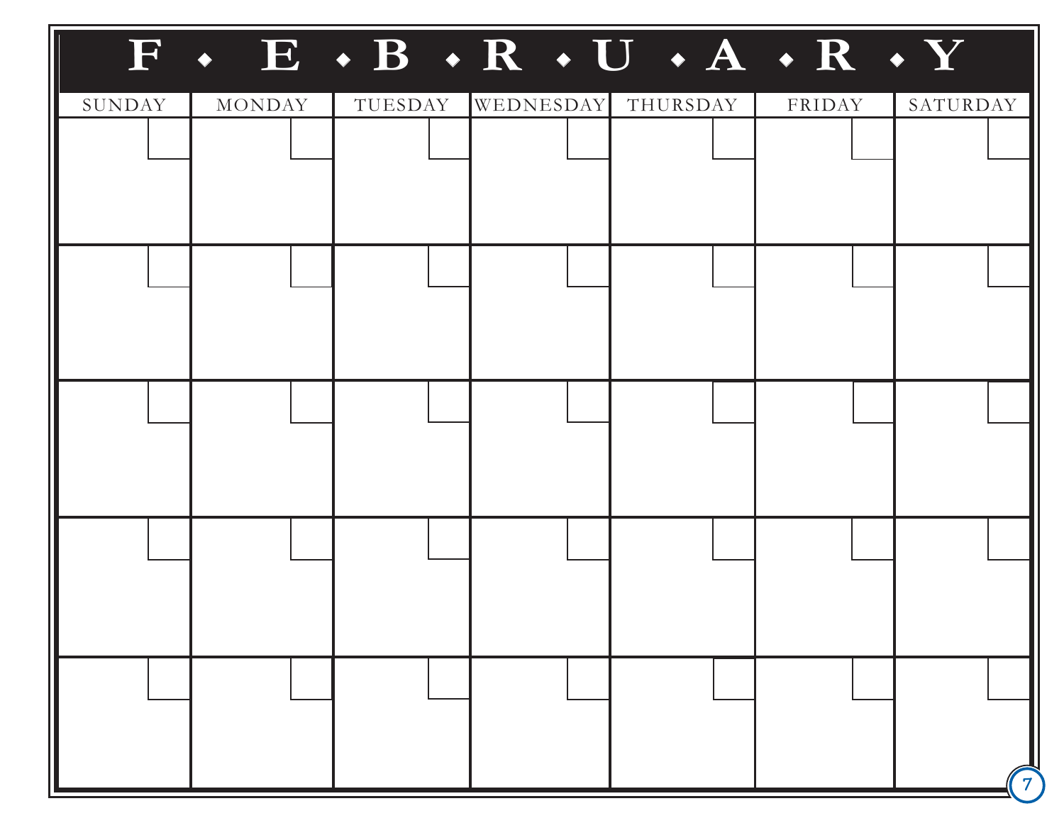# F • E • B • R • U • A • R • Y

| SUNDAY | MONDAY | TUESDAY | WEDNESDAY | THURSDAY | FRIDAY | SATURDAY |
|---|---|---|---|---|---|---|
| | | | | | | |
| | | | | | | |
| | | | | | | |
| | | | | | | |
| | | | | | | |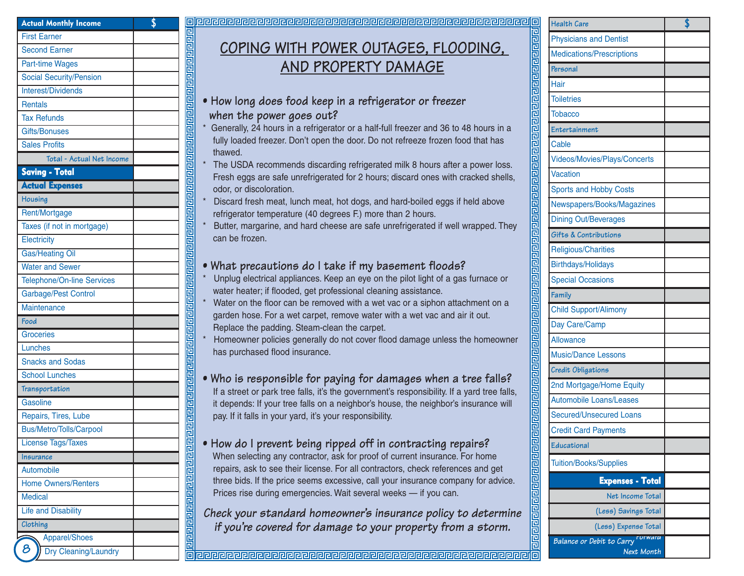| Actual Monthly Income | $ |
|---|---|
| First Earner | |
| Second Earner | |
| Part-time Wages | |
| Social Security/Pension | |
| Interest/Dividends | |
| Rentals | |
| Tax Refunds | |
| Gifts/Bonuses | |
| Sales Profits | |
| Total - Actual Net Income | |
| **Saving - Total** | |
| **Actual Expenses** | |
| *Housing* | |
| Rent/Mortgage | |
| Taxes (if not in mortgage) | |
| Electricity | |
| Gas/Heating Oil | |
| Water and Sewer | |
| Telephone/On-line Services | |
| Garbage/Pest Control | |
| Maintenance | |
| *Food* | |
| Groceries | |
| Lunches | |
| Snacks and Sodas | |
| School Lunches | |
| *Transportation* | |
| Gasoline | |
| Repairs, Tires, Lube | |
| Bus/Metro/Tolls/Carpool | |
| License Tags/Taxes | |
| *Insurance* | |
| Automobile | |
| Home Owners/Renters | |
| Medical | |
| Life and Disability | |
| *Clothing* | |
| Apparel/Shoes | |
| Dry Cleaning/Laundry | |

# COPING WITH POWER OUTAGES, FLOODING, AND PROPERTY DAMAGE

## • How long does food keep in a refrigerator or freezer when the power goes out?

* Generally, 24 hours in a refrigerator or a half-full freezer and 36 to 48 hours in a fully loaded freezer. Don't open the door. Do not refreeze frozen food that has thawed.
* The USDA recommends discarding refrigerated milk 8 hours after a power loss. Fresh eggs are safe unrefrigerated for 2 hours; discard ones with cracked shells, odor, or discoloration.
* Discard fresh meat, lunch meat, hot dogs, and hard-boiled eggs if held above refrigerator temperature (40 degrees F.) more than 2 hours.
* Butter, margarine, and hard cheese are safe unrefrigerated if well wrapped. They can be frozen.

## • What precautions do I take if my basement floods?

* Unplug electrical appliances. Keep an eye on the pilot light of a gas furnace or water heater; if flooded, get professional cleaning assistance.
* Water on the floor can be removed with a wet vac or a siphon attachment on a garden hose. For a wet carpet, remove water with a wet vac and air it out. Replace the padding. Steam-clean the carpet.
* Homeowner policies generally do not cover flood damage unless the homeowner has purchased flood insurance.

## • Who is responsible for paying for damages when a tree falls?

If a street or park tree falls, it's the government's responsibility. If a yard tree falls, it depends: If your tree falls on a neighbor's house, the neighbor's insurance will pay. If it falls in your yard, it's your responsibility.

## • How do I prevent being ripped off in contracting repairs?

When selecting any contractor, ask for proof of current insurance. For home repairs, ask to see their license. For all contractors, check references and get three bids. If the price seems excessive, call your insurance company for advice. Prices rise during emergencies. Wait several weeks — if you can.

***Check your standard homeowner's insurance policy to determine if you're covered for damage to your property from a storm.***

| Health Care | $ |
|---|---|
| Physicians and Dentist | |
| Medications/Prescriptions | |
| *Personal* | |
| Hair | |
| Toiletries | |
| Tobacco | |
| *Entertainment* | |
| Cable | |
| Videos/Movies/Plays/Concerts | |
| Vacation | |
| Sports and Hobby Costs | |
| Newspapers/Books/Magazines | |
| Dining Out/Beverages | |
| *Gifts & Contributions* | |
| Religious/Charities | |
| Birthdays/Holidays | |
| Special Occasions | |
| *Family* | |
| Child Support/Alimony | |
| Day Care/Camp | |
| Allowance | |
| Music/Dance Lessons | |
| *Credit Obligations* | |
| 2nd Mortgage/Home Equity | |
| Automobile Loans/Leases | |
| Secured/Unsecured Loans | |
| Credit Card Payments | |
| *Educational* | |
| Tuition/Books/Supplies | |
| **Expenses - Total** | |
| Net Income Total | |
| (Less) Savings Total | |
| (Less) Expense Total | |
| Balance or Debit to Carry Forward Next Month | |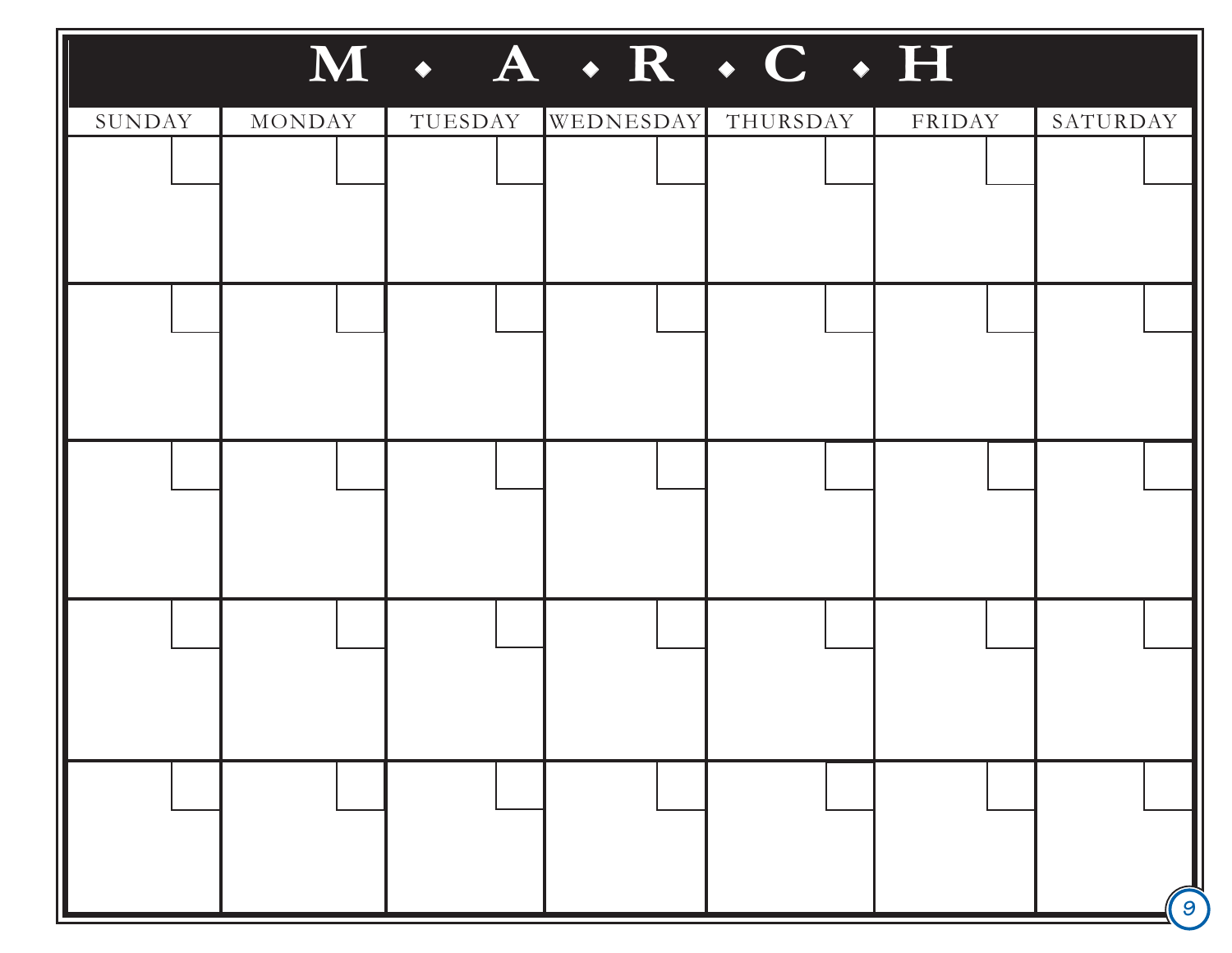# M ◆ A ◆ R ◆ C ◆ H

| SUNDAY | MONDAY | TUESDAY | WEDNESDAY | THURSDAY | FRIDAY | SATURDAY |
| --- | --- | --- | --- | --- | --- | --- |
| | | | | | | |
| | | | | | | |
| | | | | | | |
| | | | | | | |
| | | | | | | |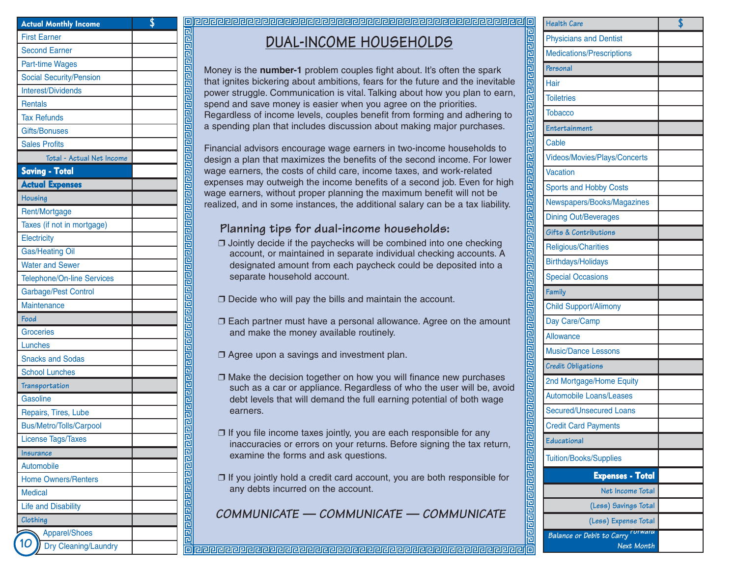| Actual Monthly Income | $ |
|---|---|
| First Earner | |
| Second Earner | |
| Part-time Wages | |
| Social Security/Pension | |
| Interest/Dividends | |
| Rentals | |
| Tax Refunds | |
| Gifts/Bonuses | |
| Sales Profits | |
| Total - Actual Net Income | |
| **Saving - Total** | |
| **Actual Expenses** | |
| *Housing* | |
| Rent/Mortgage | |
| Taxes (if not in mortgage) | |
| Electricity | |
| Gas/Heating Oil | |
| Water and Sewer | |
| Telephone/On-line Services | |
| Garbage/Pest Control | |
| Maintenance | |
| *Food* | |
| Groceries | |
| Lunches | |
| Snacks and Sodas | |
| School Lunches | |
| *Transportation* | |
| Gasoline | |
| Repairs, Tires, Lube | |
| Bus/Metro/Tolls/Carpool | |
| License Tags/Taxes | |
| *Insurance* | |
| Automobile | |
| Home Owners/Renters | |
| Medical | |
| Life and Disability | |
| *Clothing* | |
| Apparel/Shoes | |
| Dry Cleaning/Laundry | |

# DUAL-INCOME HOUSEHOLDS

Money is the **number-1** problem couples fight about. It's often the spark that ignites bickering about ambitions, fears for the future and the inevitable power struggle. Communication is vital. Talking about how you plan to earn, spend and save money is easier when you agree on the priorities. Regardless of income levels, couples benefit from forming and adhering to a spending plan that includes discussion about making major purchases.

Financial advisors encourage wage earners in two-income households to design a plan that maximizes the benefits of the second income. For lower wage earners, the costs of child care, income taxes, and work-related expenses may outweigh the income benefits of a second job. Even for high wage earners, without proper planning the maximum benefit will not be realized, and in some instances, the additional salary can be a tax liability.

## Planning tips for dual-income households:

- ❐ Jointly decide if the paychecks will be combined into one checking account, or maintained in separate individual checking accounts. A designated amount from each paycheck could be deposited into a separate household account.
- ❐ Decide who will pay the bills and maintain the account.
- ❐ Each partner must have a personal allowance. Agree on the amount and make the money available routinely.
- ❐ Agree upon a savings and investment plan.
- ❐ Make the decision together on how you will finance new purchases such as a car or appliance. Regardless of who the user will be, avoid debt levels that will demand the full earning potential of both wage earners.
- ❐ If you file income taxes jointly, you are each responsible for any inaccuracies or errors on your returns. Before signing the tax return, examine the forms and ask questions.
- ❐ If you jointly hold a credit card account, you are both responsible for any debts incurred on the account.

*COMMUNICATE — COMMUNICATE — COMMUNICATE*

| Health Care | $ |
|---|---|
| Physicians and Dentist | |
| Medications/Prescriptions | |
| *Personal* | |
| Hair | |
| Toiletries | |
| Tobacco | |
| *Entertainment* | |
| Cable | |
| Videos/Movies/Plays/Concerts | |
| Vacation | |
| Sports and Hobby Costs | |
| Newspapers/Books/Magazines | |
| Dining Out/Beverages | |
| *Gifts & Contributions* | |
| Religious/Charities | |
| Birthdays/Holidays | |
| Special Occasions | |
| *Family* | |
| Child Support/Alimony | |
| Day Care/Camp | |
| Allowance | |
| Music/Dance Lessons | |
| *Credit Obligations* | |
| 2nd Mortgage/Home Equity | |
| Automobile Loans/Leases | |
| Secured/Unsecured Loans | |
| Credit Card Payments | |
| *Educational* | |
| Tuition/Books/Supplies | |
| **Expenses - Total** | |
| Net Income Total | |
| (Less) Savings Total | |
| (Less) Expense Total | |
| Balance or Debit to Carry Forward Next Month | |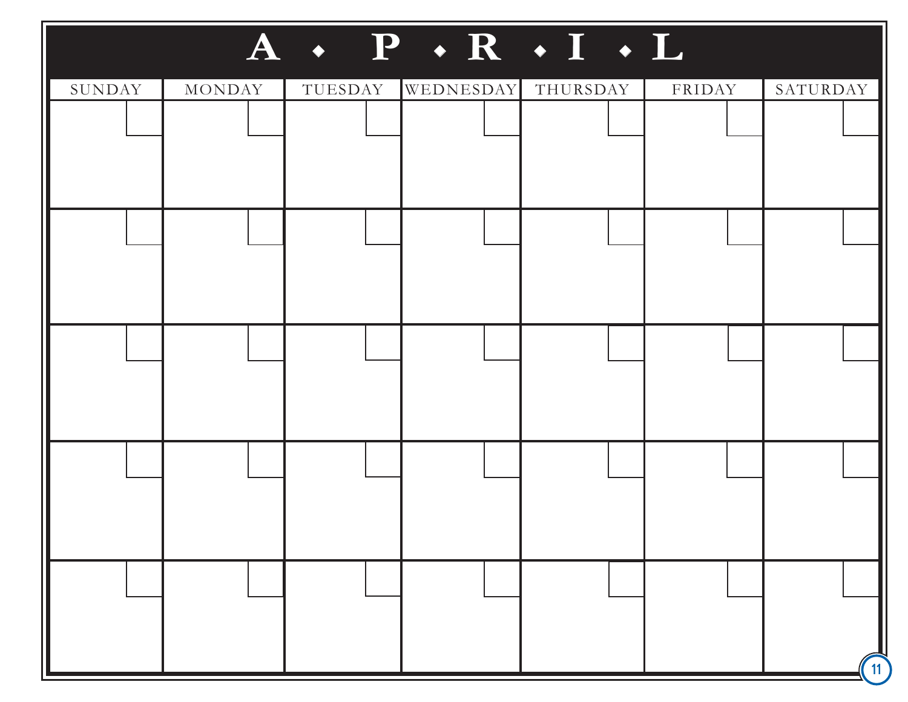# A • P • R • I • L

| SUNDAY | MONDAY | TUESDAY | WEDNESDAY | THURSDAY | FRIDAY | SATURDAY |
|---|---|---|---|---|---|---|
| | | | | | | |
| | | | | | | |
| | | | | | | |
| | | | | | | |
| | | | | | | |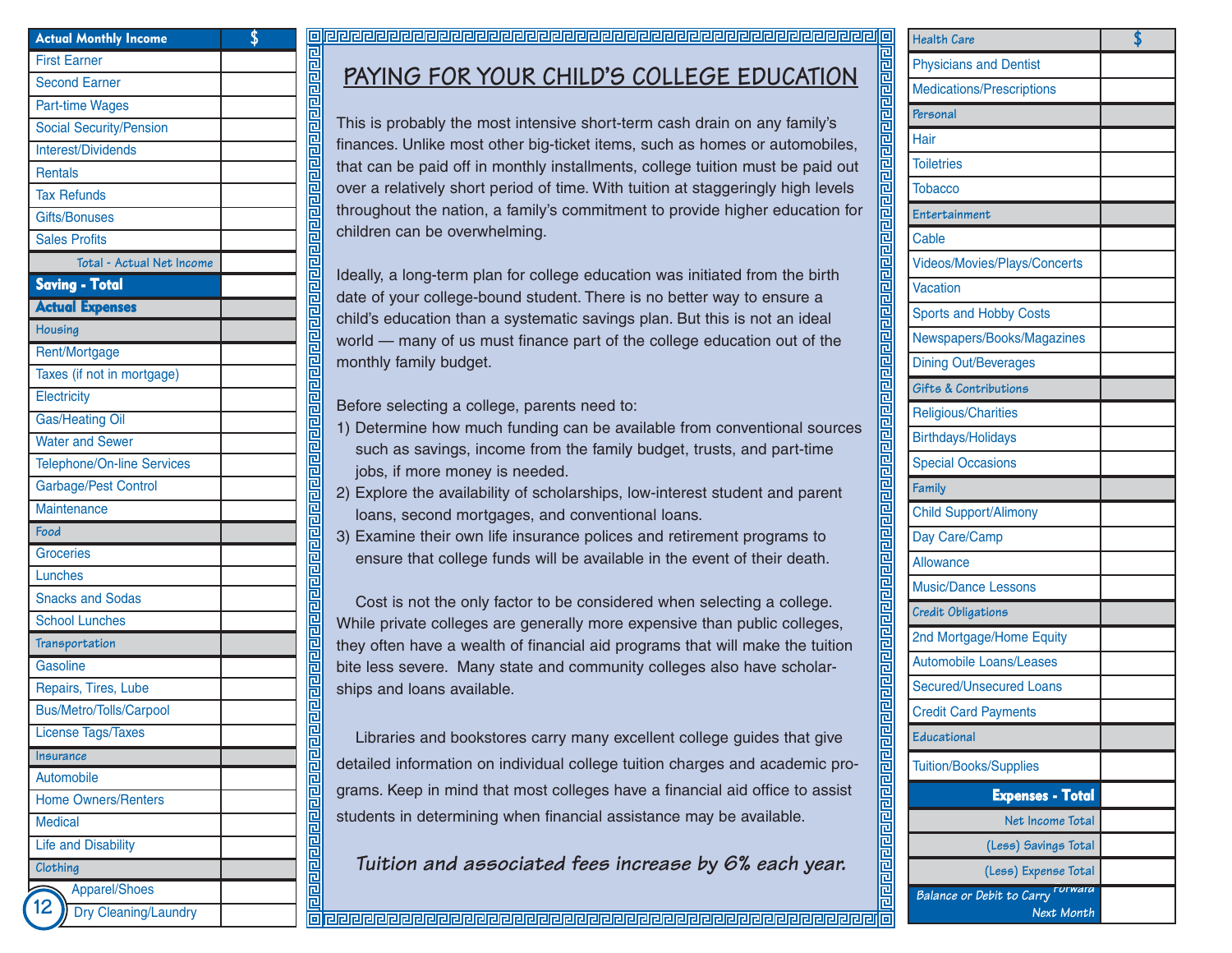| Actual Monthly Income | $ |
|---|---|
| First Earner | |
| Second Earner | |
| Part-time Wages | |
| Social Security/Pension | |
| Interest/Dividends | |
| Rentals | |
| Tax Refunds | |
| Gifts/Bonuses | |
| Sales Profits | |
| Total - Actual Net Income | |
| **Saving - Total** | |
| **Actual Expenses** | |
| Housing | |
| Rent/Mortgage | |
| Taxes (if not in mortgage) | |
| Electricity | |
| Gas/Heating Oil | |
| Water and Sewer | |
| Telephone/On-line Services | |
| Garbage/Pest Control | |
| Maintenance | |
| Food | |
| Groceries | |
| Lunches | |
| Snacks and Sodas | |
| School Lunches | |
| Transportation | |
| Gasoline | |
| Repairs, Tires, Lube | |
| Bus/Metro/Tolls/Carpool | |
| License Tags/Taxes | |
| Insurance | |
| Automobile | |
| Home Owners/Renters | |
| Medical | |
| Life and Disability | |
| Clothing | |
| Apparel/Shoes | |
| Dry Cleaning/Laundry | |

## PAYING FOR YOUR CHILD'S COLLEGE EDUCATION

This is probably the most intensive short-term cash drain on any family's finances. Unlike most other big-ticket items, such as homes or automobiles, that can be paid off in monthly installments, college tuition must be paid out over a relatively short period of time. With tuition at staggeringly high levels throughout the nation, a family's commitment to provide higher education for children can be overwhelming.

Ideally, a long-term plan for college education was initiated from the birth date of your college-bound student. There is no better way to ensure a child's education than a systematic savings plan. But this is not an ideal world — many of us must finance part of the college education out of the monthly family budget.

Before selecting a college, parents need to:

1) Determine how much funding can be available from conventional sources such as savings, income from the family budget, trusts, and part-time jobs, if more money is needed.
2) Explore the availability of scholarships, low-interest student and parent loans, second mortgages, and conventional loans.
3) Examine their own life insurance polices and retirement programs to ensure that college funds will be available in the event of their death.

Cost is not the only factor to be considered when selecting a college. While private colleges are generally more expensive than public colleges, they often have a wealth of financial aid programs that will make the tuition bite less severe. Many state and community colleges also have scholarships and loans available.

Libraries and bookstores carry many excellent college guides that give detailed information on individual college tuition charges and academic programs. Keep in mind that most colleges have a financial aid office to assist students in determining when financial assistance may be available.

***Tuition and associated fees increase by 6% each year.***

| Health Care | $ |
|---|---|
| Physicians and Dentist | |
| Medications/Prescriptions | |
| Personal | |
| Hair | |
| Toiletries | |
| Tobacco | |
| Entertainment | |
| Cable | |
| Videos/Movies/Plays/Concerts | |
| Vacation | |
| Sports and Hobby Costs | |
| Newspapers/Books/Magazines | |
| Dining Out/Beverages | |
| Gifts & Contributions | |
| Religious/Charities | |
| Birthdays/Holidays | |
| Special Occasions | |
| Family | |
| Child Support/Alimony | |
| Day Care/Camp | |
| Allowance | |
| Music/Dance Lessons | |
| Credit Obligations | |
| 2nd Mortgage/Home Equity | |
| Automobile Loans/Leases | |
| Secured/Unsecured Loans | |
| Credit Card Payments | |
| Educational | |
| Tuition/Books/Supplies | |
| **Expenses - Total** | |
| Net Income Total | |
| (Less) Savings Total | |
| (Less) Expense Total | |
| Balance or Debit to Carry Forward Next Month | |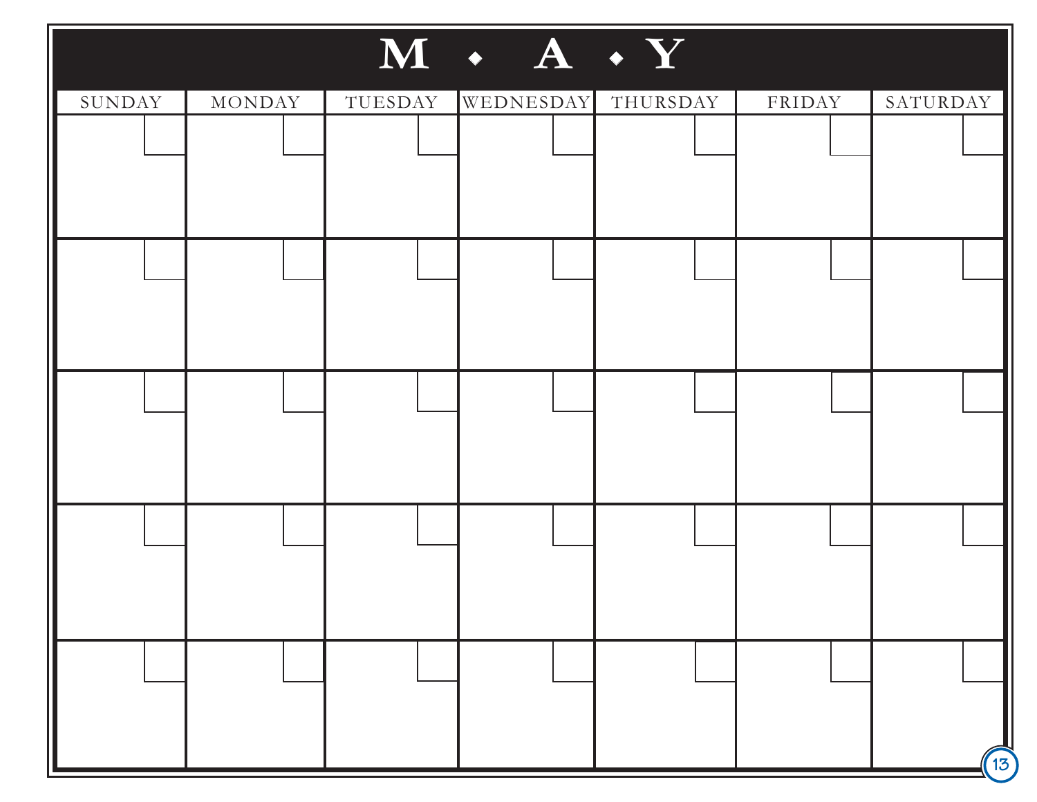# M ◆ A ◆ Y

| SUNDAY | MONDAY | TUESDAY | WEDNESDAY | THURSDAY | FRIDAY | SATURDAY |
|---|---|---|---|---|---|---|
| | | | | | | |
| | | | | | | |
| | | | | | | |
| | | | | | | |
| | | | | | | |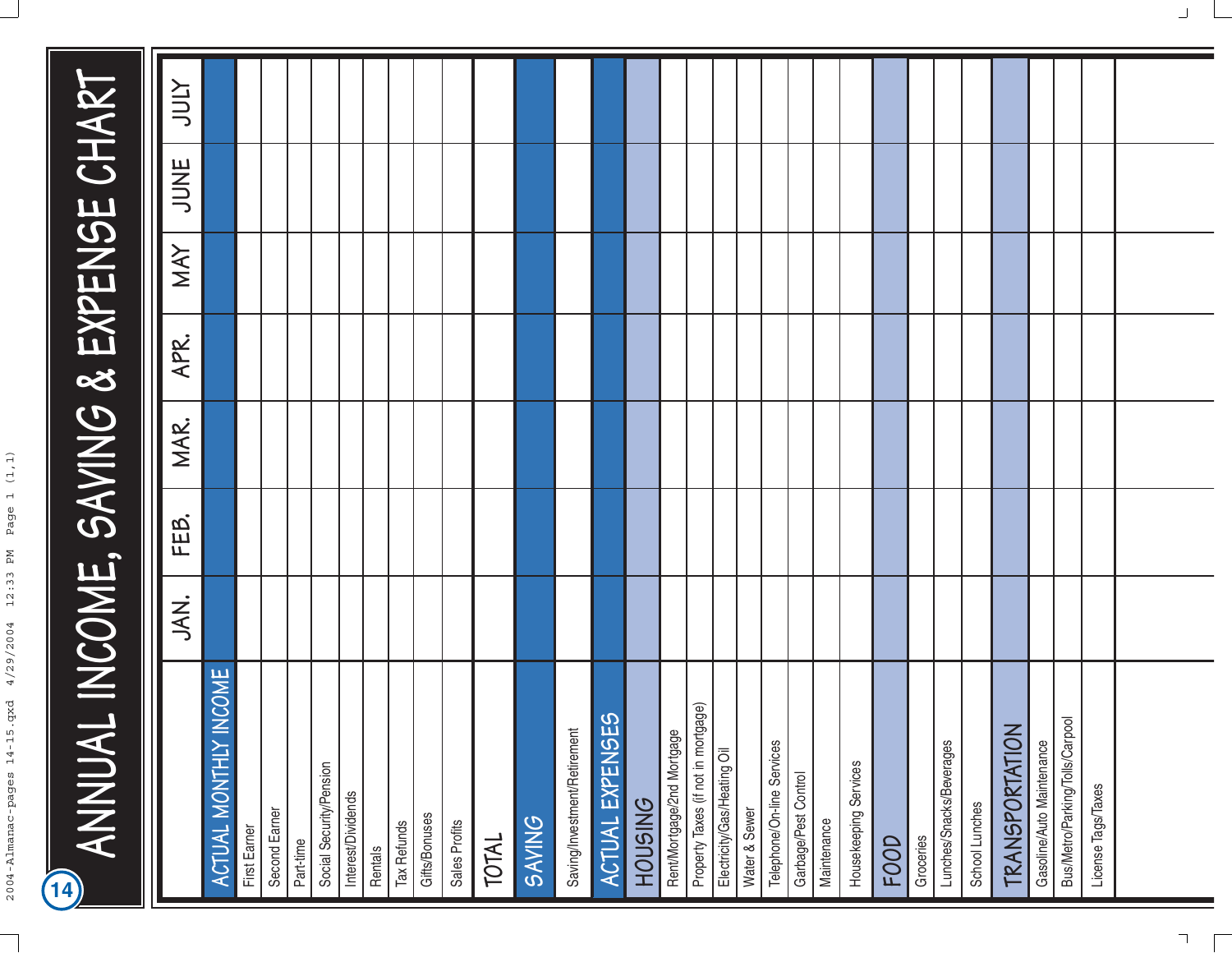# ANNUAL INCOME, SAVING & EXPENSE CHART

| | JAN. | FEB. | MAR. | APR. | MAY | JUNE | JULY |
|---|---|---|---|---|---|---|---|
| **ACTUAL MONTHLY INCOME** | | | | | | | |
| First Earner | | | | | | | |
| Second Earner | | | | | | | |
| Part-time | | | | | | | |
| Social Security/Pension | | | | | | | |
| Interest/Dividends | | | | | | | |
| Rentals | | | | | | | |
| Tax Refunds | | | | | | | |
| Gifts/Bonuses | | | | | | | |
| Sales Profits | | | | | | | |
| **TOTAL** | | | | | | | |
| **SAVING** | | | | | | | |
| Saving/Investment/Retirement | | | | | | | |
| **ACTUAL EXPENSES** | | | | | | | |
| **HOUSING** | | | | | | | |
| Rent/Mortgage/2nd Mortgage | | | | | | | |
| Property Taxes (if not in mortgage) | | | | | | | |
| Electricity/Gas/Heating Oil | | | | | | | |
| Water & Sewer | | | | | | | |
| Telephone/On-line Services | | | | | | | |
| Garbage/Pest Control | | | | | | | |
| Maintenance | | | | | | | |
| Housekeeping Services | | | | | | | |
| **FOOD** | | | | | | | |
| Groceries | | | | | | | |
| Lunches/Snacks/Beverages | | | | | | | |
| School Lunches | | | | | | | |
| **TRANSPORTATION** | | | | | | | |
| Gasoline/Auto Maintenance | | | | | | | |
| Bus/Metro/Parking/Tolls/Carpool | | | | | | | |
| License Tags/Taxes | | | | | | | |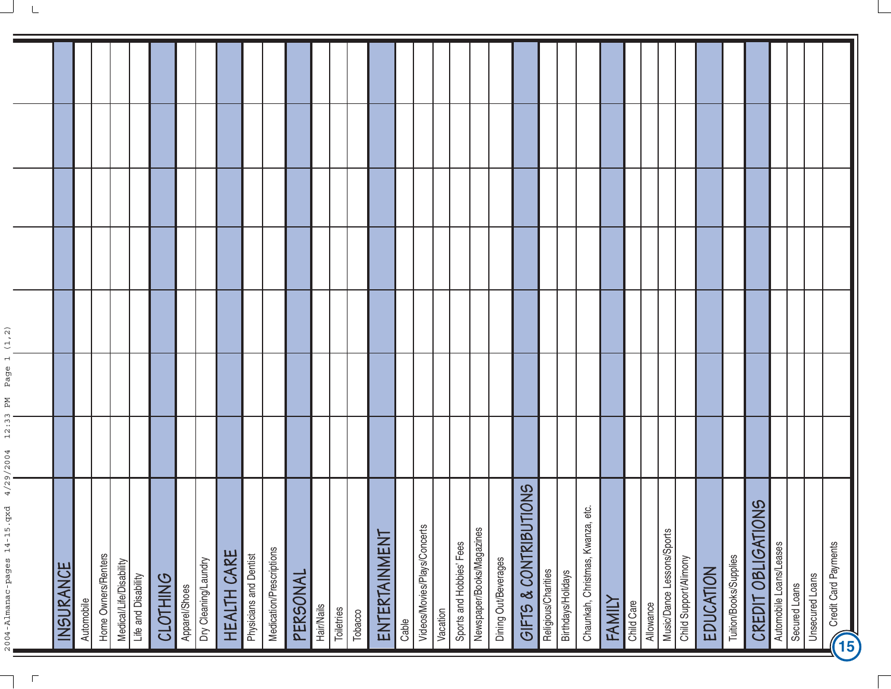| | | | | | | | |
|---|---|---|---|---|---|---|---|
| **INSURANCE** | | | | | | | |
| Automobile | | | | | | | |
| Home Owners/Renters | | | | | | | |
| Medical/Life/Disability | | | | | | | |
| Life and Disability | | | | | | | |
| **CLOTHING** | | | | | | | |
| Apparel/Shoes | | | | | | | |
| Dry Cleaning/Laundry | | | | | | | |
| **HEALTH CARE** | | | | | | | |
| Physicians and Dentist | | | | | | | |
| Medication/Prescriptions | | | | | | | |
| **PERSONAL** | | | | | | | |
| Hair/Nails | | | | | | | |
| Toiletries | | | | | | | |
| Tobacco | | | | | | | |
| **ENTERTAINMENT** | | | | | | | |
| Cable | | | | | | | |
| Videos/Movies/Plays/Concerts | | | | | | | |
| Vacation | | | | | | | |
| Sports and Hobbies' Fees | | | | | | | |
| Newspaper/Books/Magazines | | | | | | | |
| Dining Out/Beverages | | | | | | | |
| **GIFTS & CONTRIBUTIONS** | | | | | | | |
| Religious/Charities | | | | | | | |
| Birthdays/Holidays | | | | | | | |
| Chaunkah, Christmas, Kwanza, etc. | | | | | | | |
| **FAMILY** | | | | | | | |
| Child Care | | | | | | | |
| Allowance | | | | | | | |
| Music/Dance Lessons/Sports | | | | | | | |
| Child Support/Alimony | | | | | | | |
| **EDUCATION** | | | | | | | |
| Tuition/Books/Supplies | | | | | | | |
| **CREDIT OBLIGATIONS** | | | | | | | |
| Automobile Loans/Leases | | | | | | | |
| Secured Loans | | | | | | | |
| Unsecured Loans | | | | | | | |
| Credit Card Payments | | | | | | | |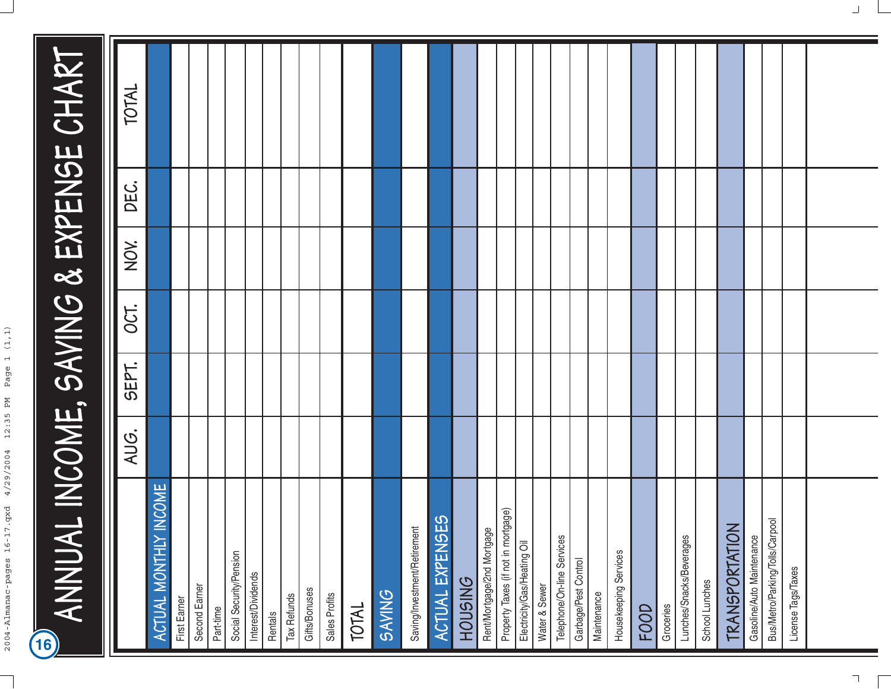# ANNUAL INCOME, SAVING & EXPENSE CHART

| | AUG. | SEPT. | OCT. | NOV. | DEC. | TOTAL |
|---|---|---|---|---|---|---|
| **ACTUAL MONTHLY INCOME** | | | | | | |
| First Earner | | | | | | |
| Second Earner | | | | | | |
| Part-time | | | | | | |
| Social Security/Pension | | | | | | |
| Interest/Dividends | | | | | | |
| Rentals | | | | | | |
| Tax Refunds | | | | | | |
| Gifts/Bonuses | | | | | | |
| Sales Profits | | | | | | |
| **TOTAL** | | | | | | |
| **SAVING** | | | | | | |
| Saving/Investment/Retirement | | | | | | |
| **ACTUAL EXPENSES** | | | | | | |
| **HOUSING** | | | | | | |
| Rent/Mortgage/2nd Mortgage | | | | | | |
| Property Taxes (if not in mortgage) | | | | | | |
| Electricity/Gas/Heating Oil | | | | | | |
| Water & Sewer | | | | | | |
| Telephone/On-line Services | | | | | | |
| Garbage/Pest Control | | | | | | |
| Maintenance | | | | | | |
| Housekeeping Services | | | | | | |
| **FOOD** | | | | | | |
| Groceries | | | | | | |
| Lunches/Snacks/Beverages | | | | | | |
| School Lunches | | | | | | |
| **TRANSPORTATION** | | | | | | |
| Gasoline/Auto Maintenance | | | | | | |
| Bus/Metro/Parking/Tolls/Carpool | | | | | | |
| License Tags/Taxes | | | | | | |
| | | | | | | |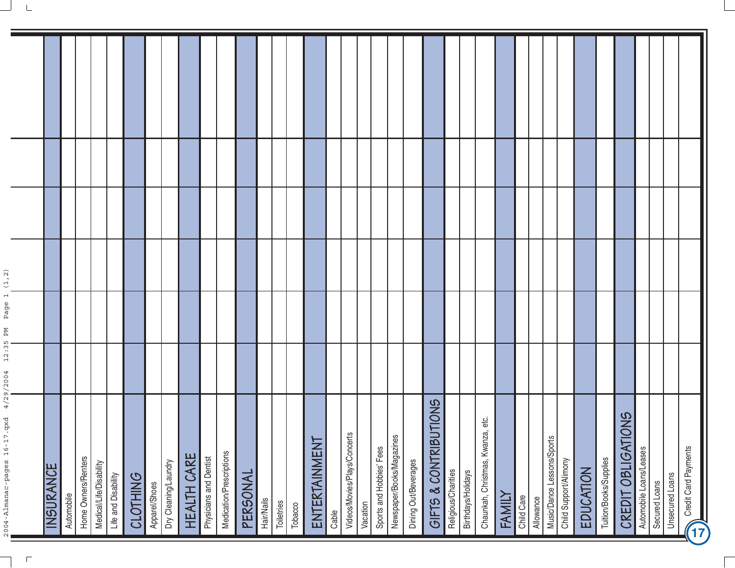| | | | | | |
|---|---|---|---|---|---|
| **INSURANCE** | | | | | |
| Automobile | | | | | |
| Home Owners/Renters | | | | | |
| Medical/Life/Disability | | | | | |
| Life and Disability | | | | | |
| **CLOTHING** | | | | | |
| Apparel/Shoes | | | | | |
| Dry Cleaning/Laundry | | | | | |
| **HEALTH CARE** | | | | | |
| Physicians and Dentist | | | | | |
| Medication/Prescriptions | | | | | |
| **PERSONAL** | | | | | |
| Hair/Nails | | | | | |
| Toiletries | | | | | |
| Tobacco | | | | | |
| **ENTERTAINMENT** | | | | | |
| Cable | | | | | |
| Videos/Movies/Plays/Concerts | | | | | |
| Vacation | | | | | |
| Sports and Hobbies' Fees | | | | | |
| Newspaper/Books/Magazines | | | | | |
| Dining Out/Beverages | | | | | |
| **GIFTS & CONTRIBUTIONS** | | | | | |
| Religious/Charities | | | | | |
| Birthdays/Holidays | | | | | |
| Chaunkah, Christmas, Kwanza, etc. | | | | | |
| **FAMILY** | | | | | |
| Child Care | | | | | |
| Allowance | | | | | |
| Music/Dance Lessons/Sports | | | | | |
| Child Support/Alimony | | | | | |
| **EDUCATION** | | | | | |
| Tuition/Books/Supplies | | | | | |
| **CREDIT OBLIGATIONS** | | | | | |
| Automobile Loans/Leases | | | | | |
| Secured Loans | | | | | |
| Unsecured Loans | | | | | |
| Credit Card Payments | | | | | |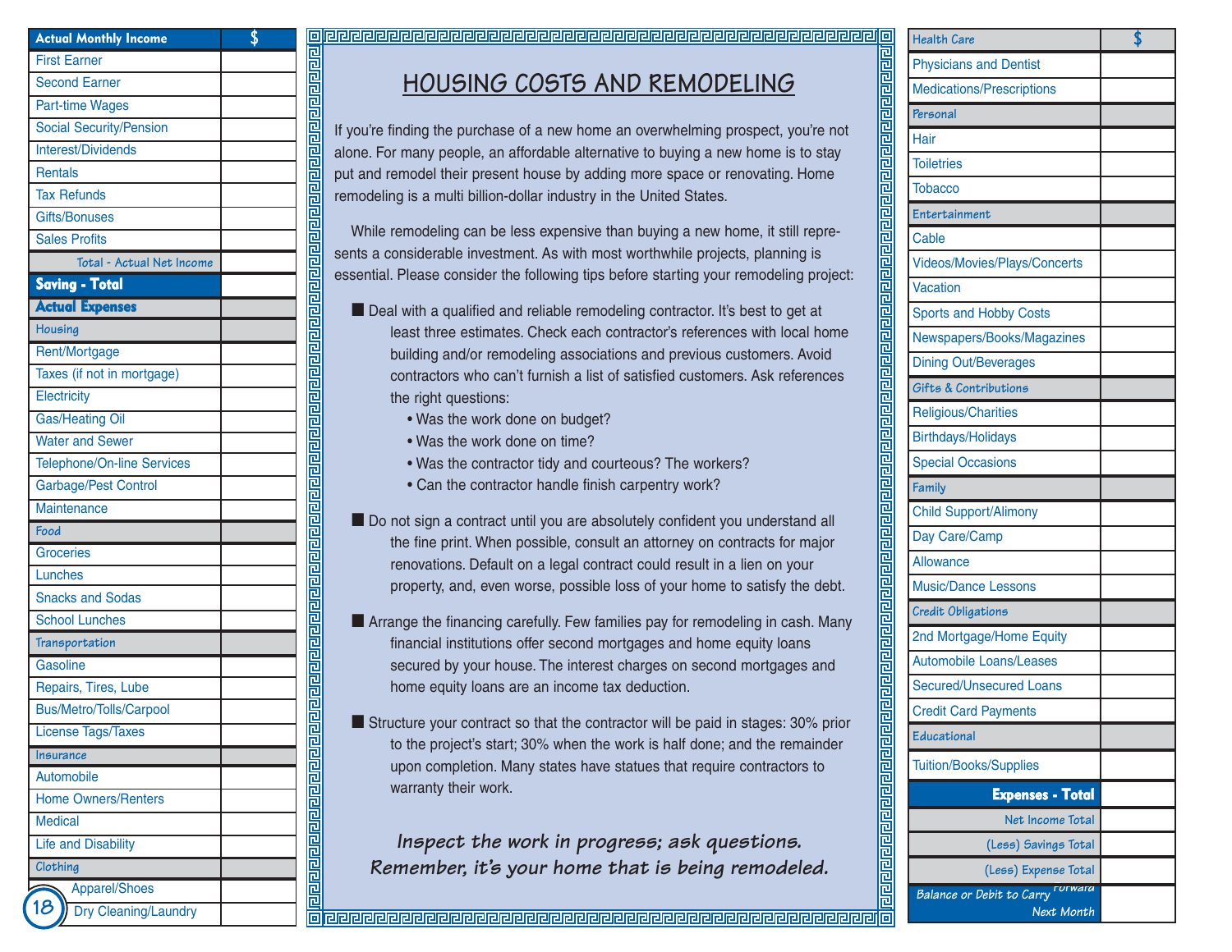| Actual Monthly Income | $ |
|---|---|
| First Earner | |
| Second Earner | |
| Part-time Wages | |
| Social Security/Pension | |
| Interest/Dividends | |
| Rentals | |
| Tax Refunds | |
| Gifts/Bonuses | |
| Sales Profits | |
| Total - Actual Net Income | |
| **Saving - Total** | |
| **Actual Expenses** | |
| Housing | |
| Rent/Mortgage | |
| Taxes (if not in mortgage) | |
| Electricity | |
| Gas/Heating Oil | |
| Water and Sewer | |
| Telephone/On-line Services | |
| Garbage/Pest Control | |
| Maintenance | |
| Food | |
| Groceries | |
| Lunches | |
| Snacks and Sodas | |
| School Lunches | |
| Transportation | |
| Gasoline | |
| Repairs, Tires, Lube | |
| Bus/Metro/Tolls/Carpool | |
| License Tags/Taxes | |
| Insurance | |
| Automobile | |
| Home Owners/Renters | |
| Medical | |
| Life and Disability | |
| Clothing | |
| Apparel/Shoes | |
| Dry Cleaning/Laundry | |

# HOUSING COSTS AND REMODELING

If you're finding the purchase of a new home an overwhelming prospect, you're not alone. For many people, an affordable alternative to buying a new home is to stay put and remodel their present house by adding more space or renovating. Home remodeling is a multi billion-dollar industry in the United States.

While remodeling can be less expensive than buying a new home, it still represents a considerable investment. As with most worthwhile projects, planning is essential. Please consider the following tips before starting your remodeling project:

- Deal with a qualified and reliable remodeling contractor. It's best to get at least three estimates. Check each contractor's references with local home building and/or remodeling associations and previous customers. Avoid contractors who can't furnish a list of satisfied customers. Ask references the right questions:
  - Was the work done on budget?
  - Was the work done on time?
  - Was the contractor tidy and courteous? The workers?
  - Can the contractor handle finish carpentry work?
- Do not sign a contract until you are absolutely confident you understand all the fine print. When possible, consult an attorney on contracts for major renovations. Default on a legal contract could result in a lien on your property, and, even worse, possible loss of your home to satisfy the debt.
- Arrange the financing carefully. Few families pay for remodeling in cash. Many financial institutions offer second mortgages and home equity loans secured by your house. The interest charges on second mortgages and home equity loans are an income tax deduction.
- Structure your contract so that the contractor will be paid in stages: 30% prior to the project's start; 30% when the work is half done; and the remainder upon completion. Many states have statues that require contractors to warranty their work.

***Inspect the work in progress; ask questions. Remember, it's your home that is being remodeled.***

| Health Care | $ |
|---|---|
| Physicians and Dentist | |
| Medications/Prescriptions | |
| Personal | |
| Hair | |
| Toiletries | |
| Tobacco | |
| Entertainment | |
| Cable | |
| Videos/Movies/Plays/Concerts | |
| Vacation | |
| Sports and Hobby Costs | |
| Newspapers/Books/Magazines | |
| Dining Out/Beverages | |
| Gifts & Contributions | |
| Religious/Charities | |
| Birthdays/Holidays | |
| Special Occasions | |
| Family | |
| Child Support/Alimony | |
| Day Care/Camp | |
| Allowance | |
| Music/Dance Lessons | |
| Credit Obligations | |
| 2nd Mortgage/Home Equity | |
| Automobile Loans/Leases | |
| Secured/Unsecured Loans | |
| Credit Card Payments | |
| Educational | |
| Tuition/Books/Supplies | |
| **Expenses - Total** | |
| Net Income Total | |
| (Less) Savings Total | |
| (Less) Expense Total | |
| Balance or Debit to Carry Forward Next Month | |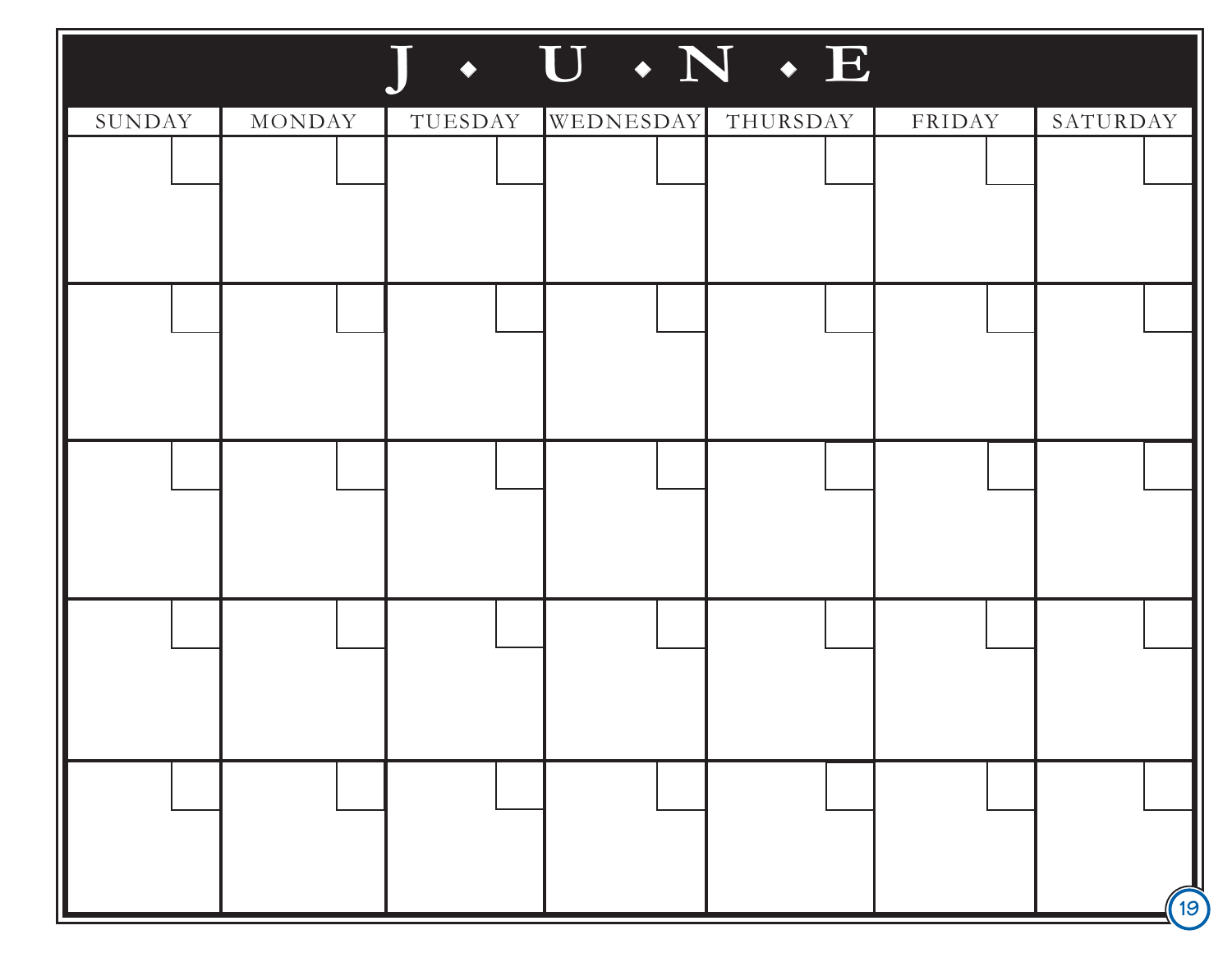# J • U • N • E

| SUNDAY | MONDAY | TUESDAY | WEDNESDAY | THURSDAY | FRIDAY | SATURDAY |
|---|---|---|---|---|---|---|
| | | | | | | |
| | | | | | | |
| | | | | | | |
| | | | | | | |
| | | | | | | |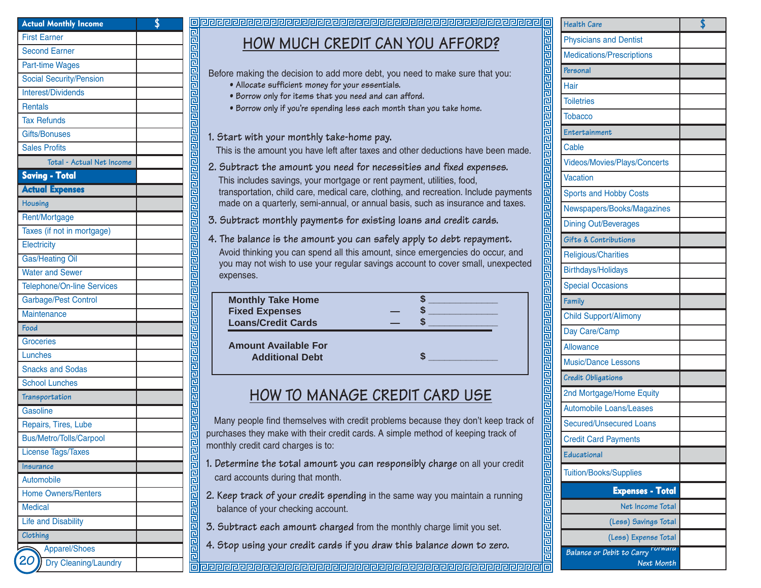| Actual Monthly Income | $ |
|---|---|
| First Earner | |
| Second Earner | |
| Part-time Wages | |
| Social Security/Pension | |
| Interest/Dividends | |
| Rentals | |
| Tax Refunds | |
| Gifts/Bonuses | |
| Sales Profits | |
| Total - Actual Net Income | |
| **Saving - Total** | |
| **Actual Expenses** | |
| Housing | |
| Rent/Mortgage | |
| Taxes (if not in mortgage) | |
| Electricity | |
| Gas/Heating Oil | |
| Water and Sewer | |
| Telephone/On-line Services | |
| Garbage/Pest Control | |
| Maintenance | |
| Food | |
| Groceries | |
| Lunches | |
| Snacks and Sodas | |
| School Lunches | |
| Transportation | |
| Gasoline | |
| Repairs, Tires, Lube | |
| Bus/Metro/Tolls/Carpool | |
| License Tags/Taxes | |
| Insurance | |
| Automobile | |
| Home Owners/Renters | |
| Medical | |
| Life and Disability | |
| Clothing | |
| Apparel/Shoes | |
| Dry Cleaning/Laundry | |

# HOW MUCH CREDIT CAN YOU AFFORD?

Before making the decision to add more debt, you need to make sure that you:

- Allocate sufficient money for your essentials.
- Borrow only for items that you need and can afford.
- Borrow only if you're spending less each month than you take home.

**1. Start with your monthly take-home pay.**
This is the amount you have left after taxes and other deductions have been made.

**2. Subtract the amount you need for necessities and fixed expenses.**
This includes savings, your mortgage or rent payment, utilities, food, transportation, child care, medical care, clothing, and recreation. Include payments made on a quarterly, semi-annual, or annual basis, such as insurance and taxes.

**3. Subtract monthly payments for existing loans and credit cards.**

**4. The balance is the amount you can safely apply to debt repayment.**
Avoid thinking you can spend all this amount, since emergencies do occur, and you may not wish to use your regular savings account to cover small, unexpected expenses.

| | | |
|---|---|---|
| **Monthly Take Home** | | $ ____________ |
| **Fixed Expenses** | — | $ ____________ |
| **Loans/Credit Cards** | — | $ ____________ |
| **Amount Available For Additional Debt** | | $ ____________ |

# HOW TO MANAGE CREDIT CARD USE

Many people find themselves with credit problems because they don't keep track of purchases they make with their credit cards. A simple method of keeping track of monthly credit card charges is to:

1. **Determine the total amount you can responsibly charge** on all your credit card accounts during that month.
2. **Keep track of your credit spending** in the same way you maintain a running balance of your checking account.
3. **Subtract each amount charged** from the monthly charge limit you set.
4. **Stop using your credit cards if you draw this balance down to zero.**

| Health Care | $ |
|---|---|
| Physicians and Dentist | |
| Medications/Prescriptions | |
| Personal | |
| Hair | |
| Toiletries | |
| Tobacco | |
| Entertainment | |
| Cable | |
| Videos/Movies/Plays/Concerts | |
| Vacation | |
| Sports and Hobby Costs | |
| Newspapers/Books/Magazines | |
| Dining Out/Beverages | |
| Gifts & Contributions | |
| Religious/Charities | |
| Birthdays/Holidays | |
| Special Occasions | |
| Family | |
| Child Support/Alimony | |
| Day Care/Camp | |
| Allowance | |
| Music/Dance Lessons | |
| Credit Obligations | |
| 2nd Mortgage/Home Equity | |
| Automobile Loans/Leases | |
| Secured/Unsecured Loans | |
| Credit Card Payments | |
| Educational | |
| Tuition/Books/Supplies | |
| **Expenses - Total** | |
| Net Income Total | |
| (Less) Savings Total | |
| (Less) Expense Total | |
| Balance or Debit to Carry Forward Next Month | |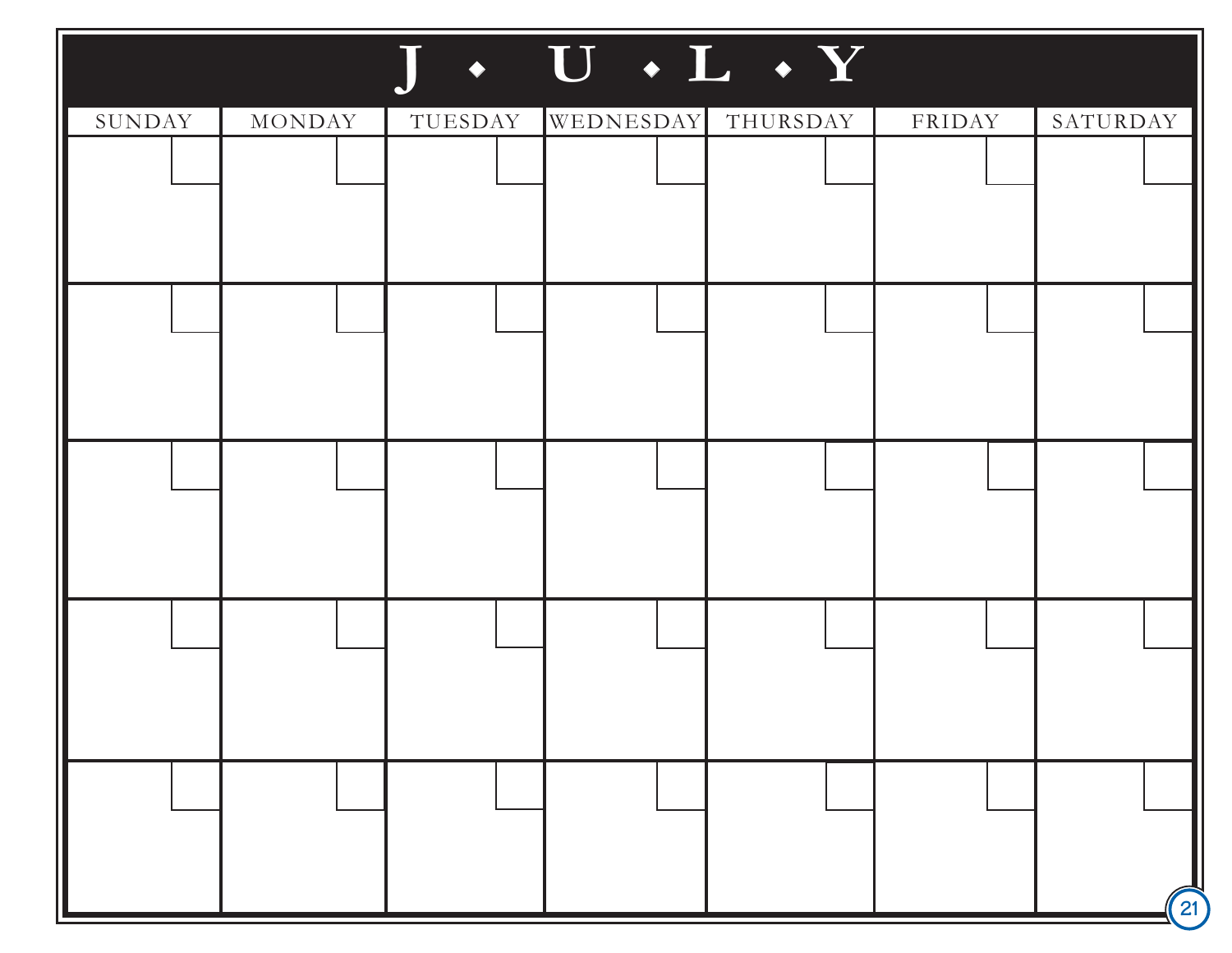# J • U • L • Y

| SUNDAY | MONDAY | TUESDAY | WEDNESDAY | THURSDAY | FRIDAY | SATURDAY |
|---|---|---|---|---|---|---|
| | | | | | | |
| | | | | | | |
| | | | | | | |
| | | | | | | |
| | | | | | | |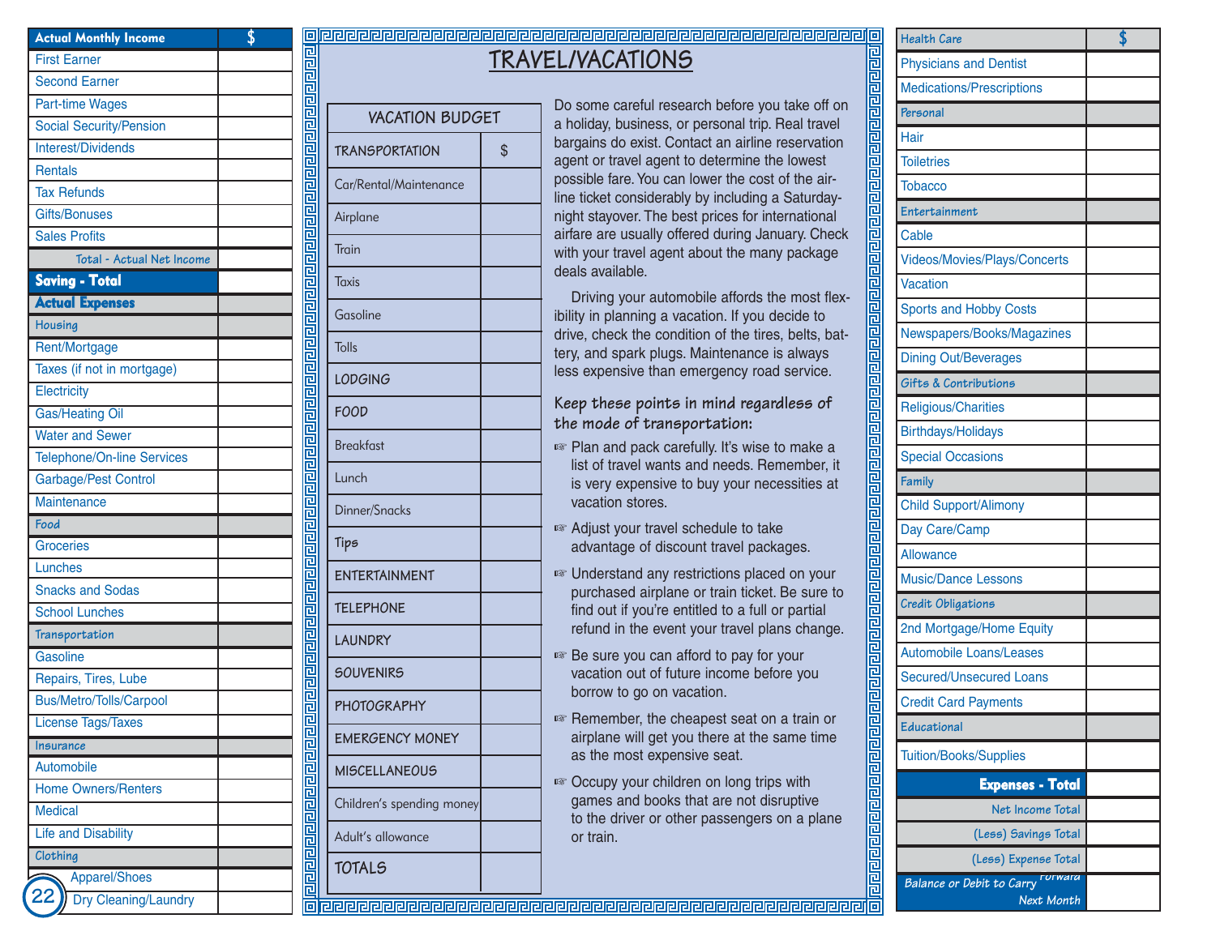| Actual Monthly Income | $ |
|---|---|
| First Earner | |
| Second Earner | |
| Part-time Wages | |
| Social Security/Pension | |
| Interest/Dividends | |
| Rentals | |
| Tax Refunds | |
| Gifts/Bonuses | |
| Sales Profits | |
| Total - Actual Net Income | |
| **Saving - Total** | |
| **Actual Expenses** | |
| *Housing* | |
| Rent/Mortgage | |
| Taxes (if not in mortgage) | |
| Electricity | |
| Gas/Heating Oil | |
| Water and Sewer | |
| Telephone/On-line Services | |
| Garbage/Pest Control | |
| Maintenance | |
| *Food* | |
| Groceries | |
| Lunches | |
| Snacks and Sodas | |
| School Lunches | |
| *Transportation* | |
| Gasoline | |
| Repairs, Tires, Lube | |
| Bus/Metro/Tolls/Carpool | |
| License Tags/Taxes | |
| *Insurance* | |
| Automobile | |
| Home Owners/Renters | |
| Medical | |
| Life and Disability | |
| *Clothing* | |
| Apparel/Shoes | |
| Dry Cleaning/Laundry | |

# TRAVEL/VACATIONS

| VACATION BUDGET | |
|---|---|
| TRANSPORTATION | $ |
| Car/Rental/Maintenance | |
| Airplane | |
| Train | |
| Taxis | |
| Gasoline | |
| Tolls | |
| LODGING | |
| FOOD | |
| Breakfast | |
| Lunch | |
| Dinner/Snacks | |
| Tips | |
| ENTERTAINMENT | |
| TELEPHONE | |
| LAUNDRY | |
| SOUVENIRS | |
| PHOTOGRAPHY | |
| EMERGENCY MONEY | |
| MISCELLANEOUS | |
| Children's spending money | |
| Adult's allowance | |
| TOTALS | |

Do some careful research before you take off on a holiday, business, or personal trip. Real travel bargains do exist. Contact an airline reservation agent or travel agent to determine the lowest possible fare. You can lower the cost of the airline ticket considerably by including a Saturday-night stayover. The best prices for international airfare are usually offered during January. Check with your travel agent about the many package deals available.

Driving your automobile affords the most flexibility in planning a vacation. If you decide to drive, check the condition of the tires, belts, battery, and spark plugs. Maintenance is always less expensive than emergency road service.

### Keep these points in mind regardless of the mode of transportation:

- Plan and pack carefully. It's wise to make a list of travel wants and needs. Remember, it is very expensive to buy your necessities at vacation stores.
- Adjust your travel schedule to take advantage of discount travel packages.
- Understand any restrictions placed on your purchased airplane or train ticket. Be sure to find out if you're entitled to a full or partial refund in the event your travel plans change.
- Be sure you can afford to pay for your vacation out of future income before you borrow to go on vacation.
- Remember, the cheapest seat on a train or airplane will get you there at the same time as the most expensive seat.
- Occupy your children on long trips with games and books that are not disruptive to the driver or other passengers on a plane or train.

| Health Care | $ |
|---|---|
| Physicians and Dentist | |
| Medications/Prescriptions | |
| *Personal* | |
| Hair | |
| Toiletries | |
| Tobacco | |
| *Entertainment* | |
| Cable | |
| Videos/Movies/Plays/Concerts | |
| Vacation | |
| Sports and Hobby Costs | |
| Newspapers/Books/Magazines | |
| Dining Out/Beverages | |
| *Gifts & Contributions* | |
| Religious/Charities | |
| Birthdays/Holidays | |
| Special Occasions | |
| *Family* | |
| Child Support/Alimony | |
| Day Care/Camp | |
| Allowance | |
| Music/Dance Lessons | |
| *Credit Obligations* | |
| 2nd Mortgage/Home Equity | |
| Automobile Loans/Leases | |
| Secured/Unsecured Loans | |
| Credit Card Payments | |
| *Educational* | |
| Tuition/Books/Supplies | |
| **Expenses - Total** | |
| Net Income Total | |
| (Less) Savings Total | |
| (Less) Expense Total | |
| Balance or Debit to Carry Forward Next Month | |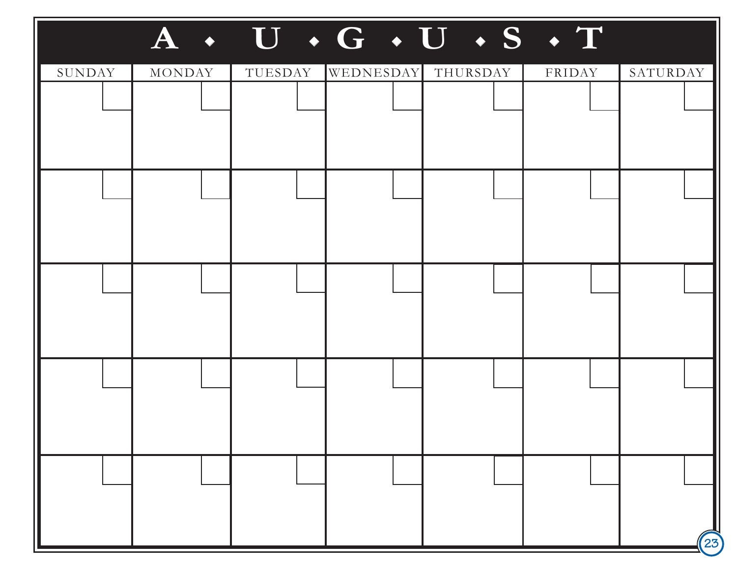# A • U • G • U • S • T

| SUNDAY | MONDAY | TUESDAY | WEDNESDAY | THURSDAY | FRIDAY | SATURDAY |
|---|---|---|---|---|---|---|
| | | | | | | |
| | | | | | | |
| | | | | | | |
| | | | | | | |
| | | | | | | |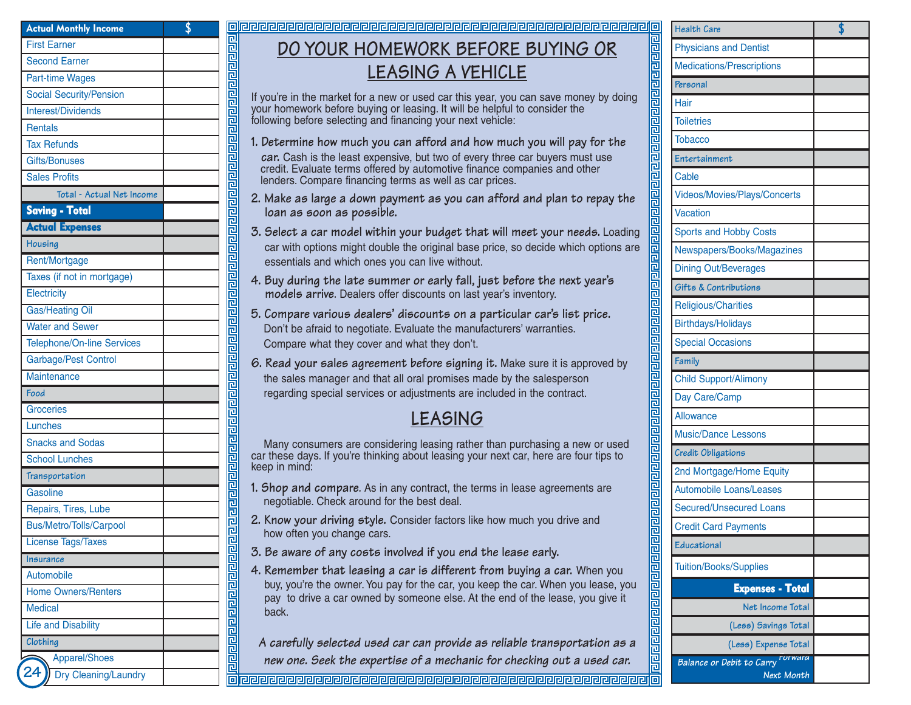| Actual Monthly Income | $ |
|---|---|
| First Earner | |
| Second Earner | |
| Part-time Wages | |
| Social Security/Pension | |
| Interest/Dividends | |
| Rentals | |
| Tax Refunds | |
| Gifts/Bonuses | |
| Sales Profits | |
| Total - Actual Net Income | |
| **Saving - Total** | |
| **Actual Expenses** | |
| *Housing* | |
| Rent/Mortgage | |
| Taxes (if not in mortgage) | |
| Electricity | |
| Gas/Heating Oil | |
| Water and Sewer | |
| Telephone/On-line Services | |
| Garbage/Pest Control | |
| Maintenance | |
| *Food* | |
| Groceries | |
| Lunches | |
| Snacks and Sodas | |
| School Lunches | |
| *Transportation* | |
| Gasoline | |
| Repairs, Tires, Lube | |
| Bus/Metro/Tolls/Carpool | |
| License Tags/Taxes | |
| *Insurance* | |
| Automobile | |
| Home Owners/Renters | |
| Medical | |
| Life and Disability | |
| *Clothing* | |
| Apparel/Shoes | |
| Dry Cleaning/Laundry | |

# DO YOUR HOMEWORK BEFORE BUYING OR LEASING A VEHICLE

If you're in the market for a new or used car this year, you can save money by doing your homework before buying or leasing. It will be helpful to consider the following before selecting and financing your next vehicle:

1. **Determine how much you can afford and how much you will pay for the car.** Cash is the least expensive, but two of every three car buyers must use credit. Evaluate terms offered by automotive finance companies and other lenders. Compare financing terms as well as car prices.
2. **Make as large a down payment as you can afford and plan to repay the loan as soon as possible.**
3. **Select a car model within your budget that will meet your needs.** Loading car with options might double the original base price, so decide which options are essentials and which ones you can live without.
4. **Buy during the late summer or early fall, just before the next year's models arrive.** Dealers offer discounts on last year's inventory.
5. **Compare various dealers' discounts on a particular car's list price.** Don't be afraid to negotiate. Evaluate the manufacturers' warranties. Compare what they cover and what they don't.
6. **Read your sales agreement before signing it.** Make sure it is approved by the sales manager and that all oral promises made by the salesperson regarding special services or adjustments are included in the contract.

## LEASING

Many consumers are considering leasing rather than purchasing a new or used car these days. If you're thinking about leasing your next car, here are four tips to keep in mind:

1. **Shop and compare.** As in any contract, the terms in lease agreements are negotiable. Check around for the best deal.
2. **Know your driving style.** Consider factors like how much you drive and how often you change cars.
3. **Be aware of any costs involved if you end the lease early.**
4. **Remember that leasing a car is different from buying a car.** When you buy, you're the owner. You pay for the car, you keep the car. When you lease, you pay to drive a car owned by someone else. At the end of the lease, you give it back.

*A carefully selected used car can provide as reliable transportation as a new one. Seek the expertise of a mechanic for checking out a used car.*

| Health Care | $ |
|---|---|
| Physicians and Dentist | |
| Medications/Prescriptions | |
| *Personal* | |
| Hair | |
| Toiletries | |
| Tobacco | |
| *Entertainment* | |
| Cable | |
| Videos/Movies/Plays/Concerts | |
| Vacation | |
| Sports and Hobby Costs | |
| Newspapers/Books/Magazines | |
| Dining Out/Beverages | |
| *Gifts & Contributions* | |
| Religious/Charities | |
| Birthdays/Holidays | |
| Special Occasions | |
| *Family* | |
| Child Support/Alimony | |
| Day Care/Camp | |
| Allowance | |
| Music/Dance Lessons | |
| *Credit Obligations* | |
| 2nd Mortgage/Home Equity | |
| Automobile Loans/Leases | |
| Secured/Unsecured Loans | |
| Credit Card Payments | |
| *Educational* | |
| Tuition/Books/Supplies | |
| **Expenses - Total** | |
| Net Income Total | |
| (Less) Savings Total | |
| (Less) Expense Total | |
| Balance or Debit to Carry Forward Next Month | |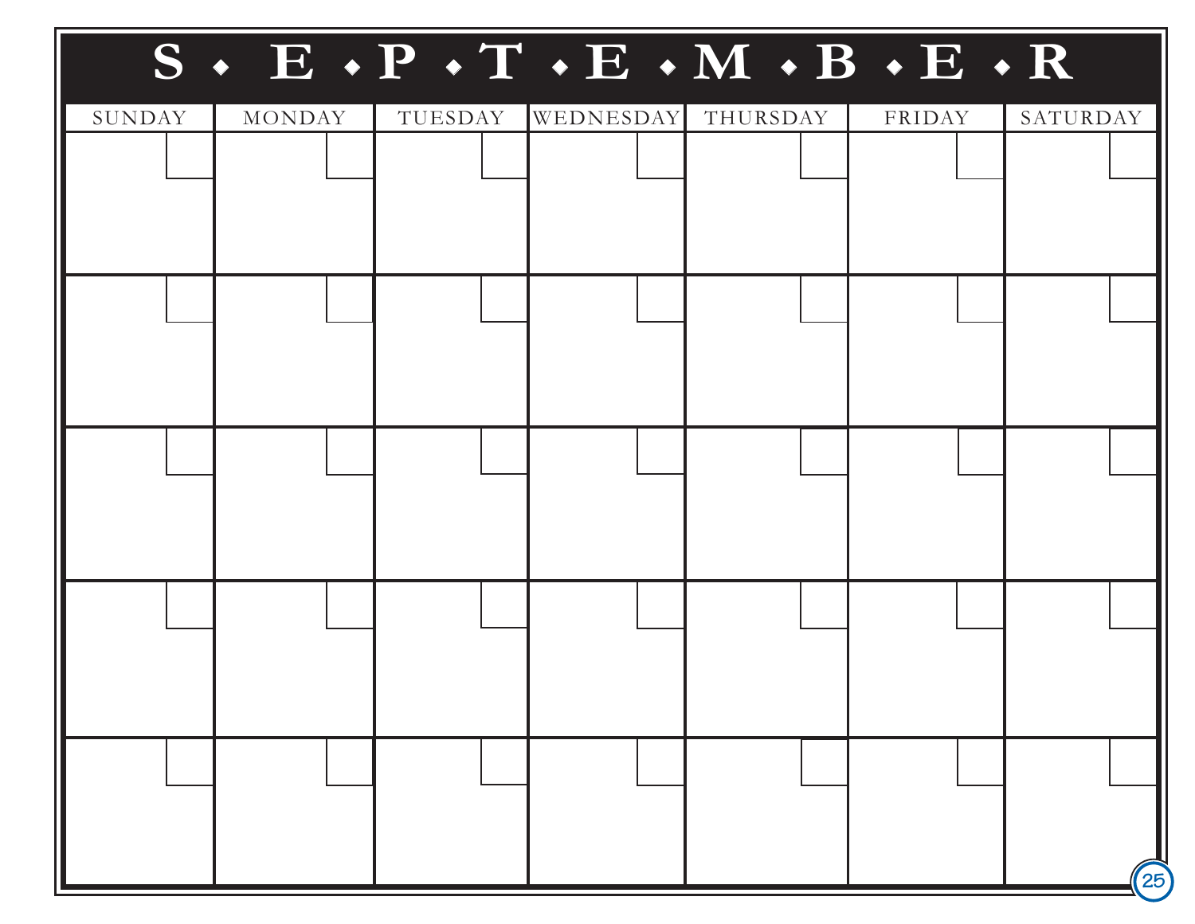# S • E • P • T • E • M • B • E • R

| SUNDAY | MONDAY | TUESDAY | WEDNESDAY | THURSDAY | FRIDAY | SATURDAY |
|---|---|---|---|---|---|---|
| | | | | | | |
| | | | | | | |
| | | | | | | |
| | | | | | | |
| | | | | | | |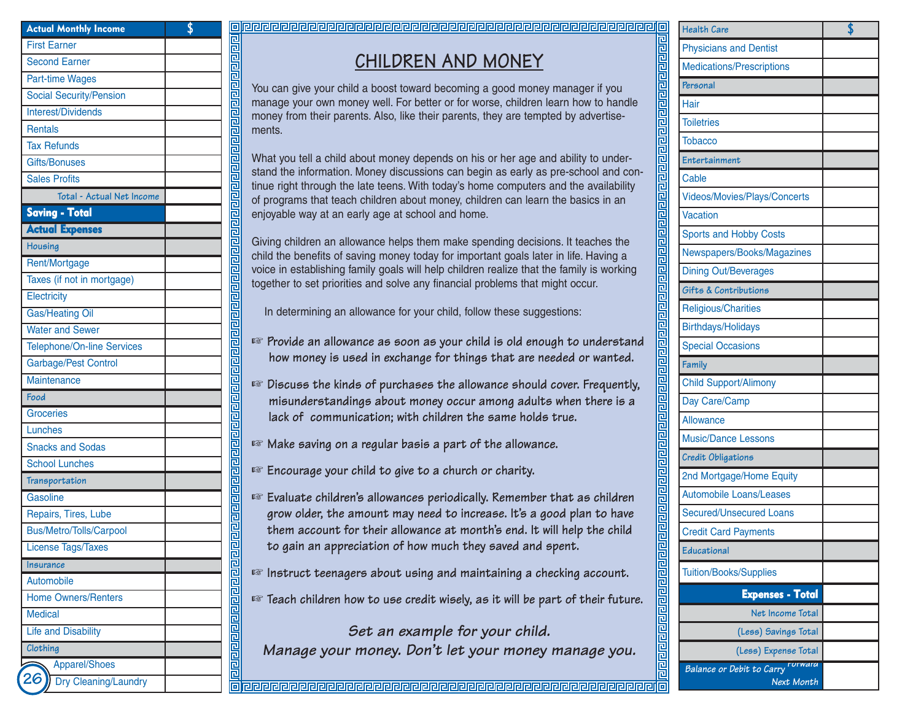| Actual Monthly Income | $ |
|---|---|
| First Earner | |
| Second Earner | |
| Part-time Wages | |
| Social Security/Pension | |
| Interest/Dividends | |
| Rentals | |
| Tax Refunds | |
| Gifts/Bonuses | |
| Sales Profits | |
| Total - Actual Net Income | |
| **Saving - Total** | |
| **Actual Expenses** | |
| *Housing* | |
| Rent/Mortgage | |
| Taxes (if not in mortgage) | |
| Electricity | |
| Gas/Heating Oil | |
| Water and Sewer | |
| Telephone/On-line Services | |
| Garbage/Pest Control | |
| Maintenance | |
| *Food* | |
| Groceries | |
| Lunches | |
| Snacks and Sodas | |
| School Lunches | |
| *Transportation* | |
| Gasoline | |
| Repairs, Tires, Lube | |
| Bus/Metro/Tolls/Carpool | |
| License Tags/Taxes | |
| *Insurance* | |
| Automobile | |
| Home Owners/Renters | |
| Medical | |
| Life and Disability | |
| *Clothing* | |
| Apparel/Shoes | |
| Dry Cleaning/Laundry | |

# CHILDREN AND MONEY

You can give your child a boost toward becoming a good money manager if you manage your own money well. For better or for worse, children learn how to handle money from their parents. Also, like their parents, they are tempted by advertisements.

What you tell a child about money depends on his or her age and ability to understand the information. Money discussions can begin as early as pre-school and continue right through the late teens. With today's home computers and the availability of programs that teach children about money, children can learn the basics in an enjoyable way at an early age at school and home.

Giving children an allowance helps them make spending decisions. It teaches the child the benefits of saving money today for important goals later in life. Having a voice in establishing family goals will help children realize that the family is working together to set priorities and solve any financial problems that might occur.

In determining an allowance for your child, follow these suggestions:

- ☞ Provide an allowance as soon as your child is old enough to understand how money is used in exchange for things that are needed or wanted.
- ☞ Discuss the kinds of purchases the allowance should cover. Frequently, misunderstandings about money occur among adults when there is a lack of communication; with children the same holds true.
- ☞ Make saving on a regular basis a part of the allowance.
- ☞ Encourage your child to give to a church or charity.
- ☞ Evaluate children's allowances periodically. Remember that as children grow older, the amount may need to increase. It's a good plan to have them account for their allowance at month's end. It will help the child to gain an appreciation of how much they saved and spent.
- ☞ Instruct teenagers about using and maintaining a checking account.
- ☞ Teach children how to use credit wisely, as it will be part of their future.

*Set an example for your child.*
*Manage your money. Don't let your money manage you.*

| Health Care | $ |
|---|---|
| Physicians and Dentist | |
| Medications/Prescriptions | |
| *Personal* | |
| Hair | |
| Toiletries | |
| Tobacco | |
| *Entertainment* | |
| Cable | |
| Videos/Movies/Plays/Concerts | |
| Vacation | |
| Sports and Hobby Costs | |
| Newspapers/Books/Magazines | |
| Dining Out/Beverages | |
| *Gifts & Contributions* | |
| Religious/Charities | |
| Birthdays/Holidays | |
| Special Occasions | |
| *Family* | |
| Child Support/Alimony | |
| Day Care/Camp | |
| Allowance | |
| Music/Dance Lessons | |
| *Credit Obligations* | |
| 2nd Mortgage/Home Equity | |
| Automobile Loans/Leases | |
| Secured/Unsecured Loans | |
| Credit Card Payments | |
| *Educational* | |
| Tuition/Books/Supplies | |
| **Expenses - Total** | |
| Net Income Total | |
| (Less) Savings Total | |
| (Less) Expense Total | |
| Balance or Debit to Carry Forward Next Month | |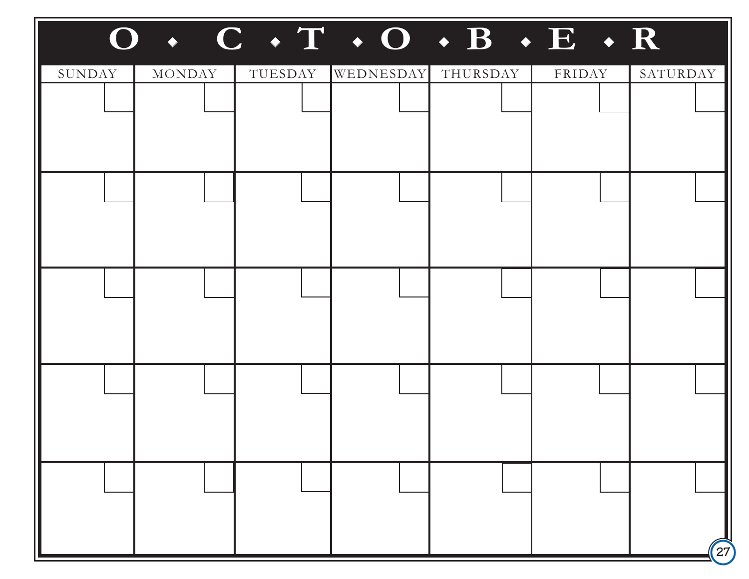# O • C • T • O • B • E • R

| SUNDAY | MONDAY | TUESDAY | WEDNESDAY | THURSDAY | FRIDAY | SATURDAY |
|---|---|---|---|---|---|---|
| | | | | | | |
| | | | | | | |
| | | | | | | |
| | | | | | | |
| | | | | | | |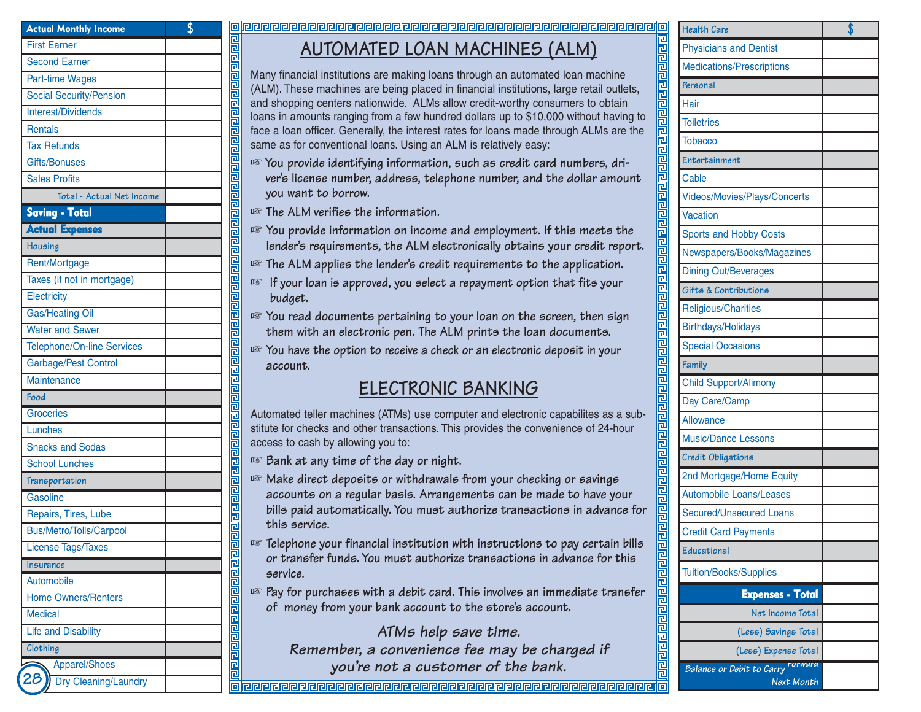| Actual Monthly Income | $ |
| --- | --- |
| First Earner | |
| Second Earner | |
| Part-time Wages | |
| Social Security/Pension | |
| Interest/Dividends | |
| Rentals | |
| Tax Refunds | |
| Gifts/Bonuses | |
| Sales Profits | |
| Total - Actual Net Income | |
| **Saving - Total** | |
| **Actual Expenses** | |
| Housing | |
| Rent/Mortgage | |
| Taxes (if not in mortgage) | |
| Electricity | |
| Gas/Heating Oil | |
| Water and Sewer | |
| Telephone/On-line Services | |
| Garbage/Pest Control | |
| Maintenance | |
| Food | |
| Groceries | |
| Lunches | |
| Snacks and Sodas | |
| School Lunches | |
| Transportation | |
| Gasoline | |
| Repairs, Tires, Lube | |
| Bus/Metro/Tolls/Carpool | |
| License Tags/Taxes | |
| Insurance | |
| Automobile | |
| Home Owners/Renters | |
| Medical | |
| Life and Disability | |
| Clothing | |
| Apparel/Shoes | |
| Dry Cleaning/Laundry | |

## AUTOMATED LOAN MACHINES (ALM)

Many financial institutions are making loans through an automated loan machine (ALM). These machines are being placed in financial institutions, large retail outlets, and shopping centers nationwide. ALMs allow credit-worthy consumers to obtain loans in amounts ranging from a few hundred dollars up to $10,000 without having to face a loan officer. Generally, the interest rates for loans made through ALMs are the same as for conventional loans. Using an ALM is relatively easy:

- You provide identifying information, such as credit card numbers, driver's license number, address, telephone number, and the dollar amount you want to borrow.
- The ALM verifies the information.
- You provide information on income and employment. If this meets the lender's requirements, the ALM electronically obtains your credit report.
- The ALM applies the lender's credit requirements to the application.
- If your loan is approved, you select a repayment option that fits your budget.
- You read documents pertaining to your loan on the screen, then sign them with an electronic pen. The ALM prints the loan documents.
- You have the option to receive a check or an electronic deposit in your account.

## ELECTRONIC BANKING

Automated teller machines (ATMs) use computer and electronic capabilites as a substitute for checks and other transactions. This provides the convenience of 24-hour access to cash by allowing you to:

- Bank at any time of the day or night.
- Make direct deposits or withdrawals from your checking or savings accounts on a regular basis. Arrangements can be made to have your bills paid automatically. You must authorize transactions in advance for this service.
- Telephone your financial institution with instructions to pay certain bills or transfer funds. You must authorize transactions in advance for this service.
- Pay for purchases with a debit card. This involves an immediate transfer of money from your bank account to the store's account.

**ATMs help save time.**
**Remember, a convenience fee may be charged if you're not a customer of the bank.**

| Health Care | $ |
| --- | --- |
| Physicians and Dentist | |
| Medications/Prescriptions | |
| Personal | |
| Hair | |
| Toiletries | |
| Tobacco | |
| Entertainment | |
| Cable | |
| Videos/Movies/Plays/Concerts | |
| Vacation | |
| Sports and Hobby Costs | |
| Newspapers/Books/Magazines | |
| Dining Out/Beverages | |
| Gifts & Contributions | |
| Religious/Charities | |
| Birthdays/Holidays | |
| Special Occasions | |
| Family | |
| Child Support/Alimony | |
| Day Care/Camp | |
| Allowance | |
| Music/Dance Lessons | |
| Credit Obligations | |
| 2nd Mortgage/Home Equity | |
| Automobile Loans/Leases | |
| Secured/Unsecured Loans | |
| Credit Card Payments | |
| Educational | |
| Tuition/Books/Supplies | |
| **Expenses - Total** | |
| Net Income Total | |
| (Less) Savings Total | |
| (Less) Expense Total | |
| Balance or Debit to Carry Forward Next Month | |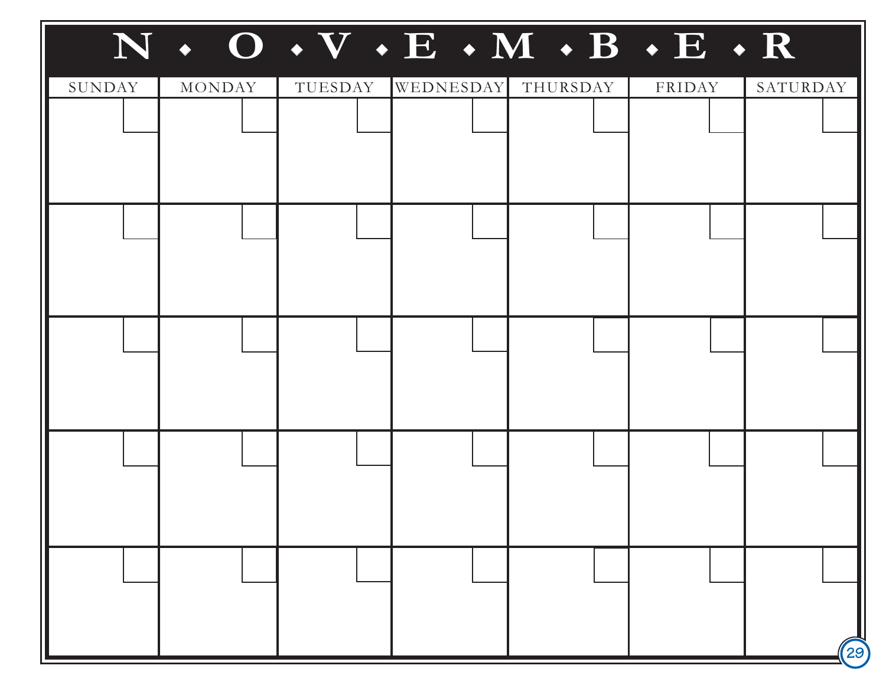# N • O • V • E • M • B • E • R

| SUNDAY | MONDAY | TUESDAY | WEDNESDAY | THURSDAY | FRIDAY | SATURDAY |
| --- | --- | --- | --- | --- | --- | --- |
| | | | | | | |
| | | | | | | |
| | | | | | | |
| | | | | | | |
| | | | | | | |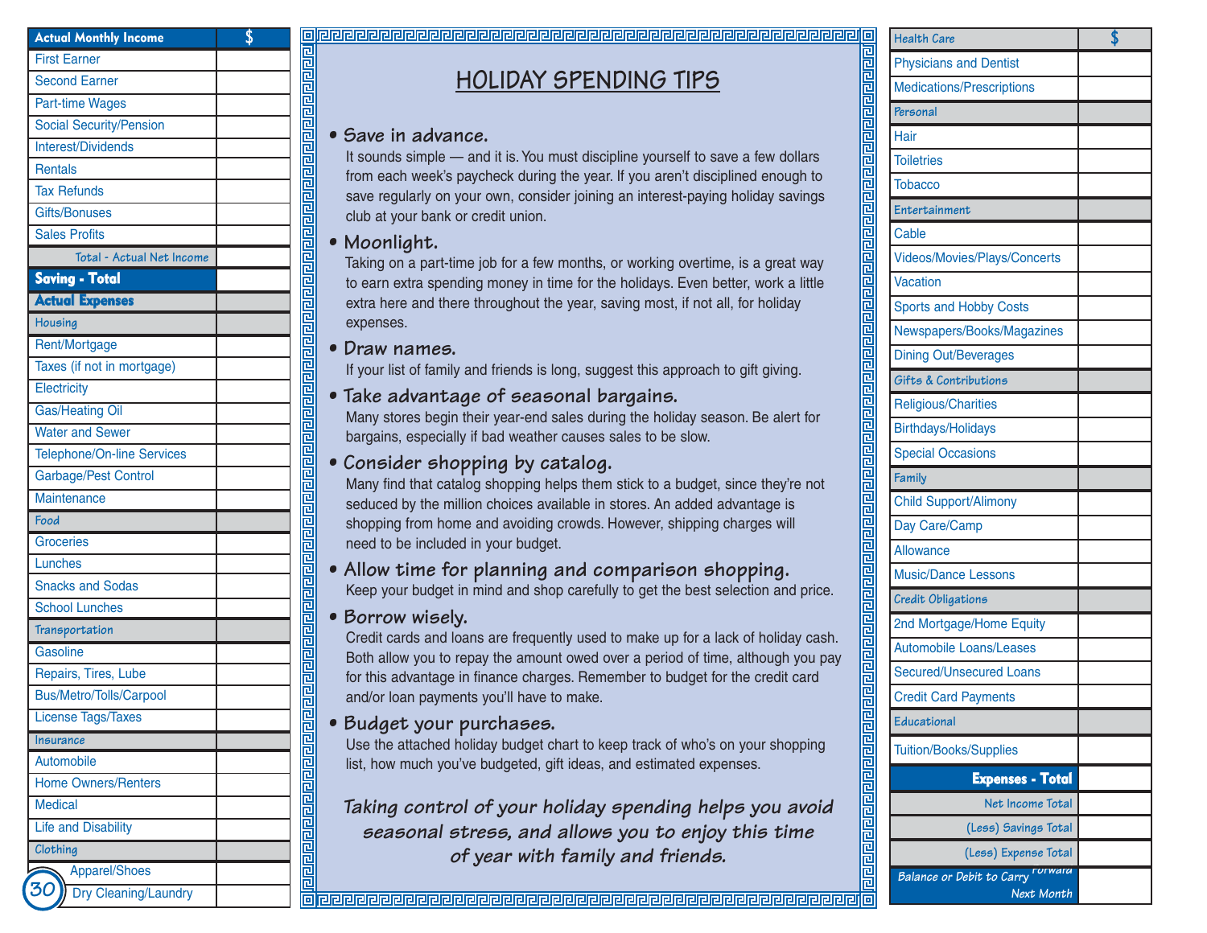| Actual Monthly Income | $ |
|---|---|
| First Earner | |
| Second Earner | |
| Part-time Wages | |
| Social Security/Pension | |
| Interest/Dividends | |
| Rentals | |
| Tax Refunds | |
| Gifts/Bonuses | |
| Sales Profits | |
| Total - Actual Net Income | |
| **Saving - Total** | |
| **Actual Expenses** | |
| Housing | |
| Rent/Mortgage | |
| Taxes (if not in mortgage) | |
| Electricity | |
| Gas/Heating Oil | |
| Water and Sewer | |
| Telephone/On-line Services | |
| Garbage/Pest Control | |
| Maintenance | |
| Food | |
| Groceries | |
| Lunches | |
| Snacks and Sodas | |
| School Lunches | |
| Transportation | |
| Gasoline | |
| Repairs, Tires, Lube | |
| Bus/Metro/Tolls/Carpool | |
| License Tags/Taxes | |
| Insurance | |
| Automobile | |
| Home Owners/Renters | |
| Medical | |
| Life and Disability | |
| Clothing | |
| Apparel/Shoes | |
| Dry Cleaning/Laundry | |

## HOLIDAY SPENDING TIPS

- **Save in advance.**
  It sounds simple — and it is. You must discipline yourself to save a few dollars from each week's paycheck during the year. If you aren't disciplined enough to save regularly on your own, consider joining an interest-paying holiday savings club at your bank or credit union.
- **Moonlight.**
  Taking on a part-time job for a few months, or working overtime, is a great way to earn extra spending money in time for the holidays. Even better, work a little extra here and there throughout the year, saving most, if not all, for holiday expenses.
- **Draw names.**
  If your list of family and friends is long, suggest this approach to gift giving.
- **Take advantage of seasonal bargains.**
  Many stores begin their year-end sales during the holiday season. Be alert for bargains, especially if bad weather causes sales to be slow.
- **Consider shopping by catalog.**
  Many find that catalog shopping helps them stick to a budget, since they're not seduced by the million choices available in stores. An added advantage is shopping from home and avoiding crowds. However, shipping charges will need to be included in your budget.
- **Allow time for planning and comparison shopping.**
  Keep your budget in mind and shop carefully to get the best selection and price.
- **Borrow wisely.**
  Credit cards and loans are frequently used to make up for a lack of holiday cash. Both allow you to repay the amount owed over a period of time, although you pay for this advantage in finance charges. Remember to budget for the credit card and/or loan payments you'll have to make.
- **Budget your purchases.**
  Use the attached holiday budget chart to keep track of who's on your shopping list, how much you've budgeted, gift ideas, and estimated expenses.

*Taking control of your holiday spending helps you avoid seasonal stress, and allows you to enjoy this time of year with family and friends.*

| Health Care | $ |
|---|---|
| Physicians and Dentist | |
| Medications/Prescriptions | |
| Personal | |
| Hair | |
| Toiletries | |
| Tobacco | |
| Entertainment | |
| Cable | |
| Videos/Movies/Plays/Concerts | |
| Vacation | |
| Sports and Hobby Costs | |
| Newspapers/Books/Magazines | |
| Dining Out/Beverages | |
| Gifts & Contributions | |
| Religious/Charities | |
| Birthdays/Holidays | |
| Special Occasions | |
| Family | |
| Child Support/Alimony | |
| Day Care/Camp | |
| Allowance | |
| Music/Dance Lessons | |
| Credit Obligations | |
| 2nd Mortgage/Home Equity | |
| Automobile Loans/Leases | |
| Secured/Unsecured Loans | |
| Credit Card Payments | |
| Educational | |
| Tuition/Books/Supplies | |
| **Expenses - Total** | |
| Net Income Total | |
| (Less) Savings Total | |
| (Less) Expense Total | |
| Balance or Debit to Carry Forward Next Month | |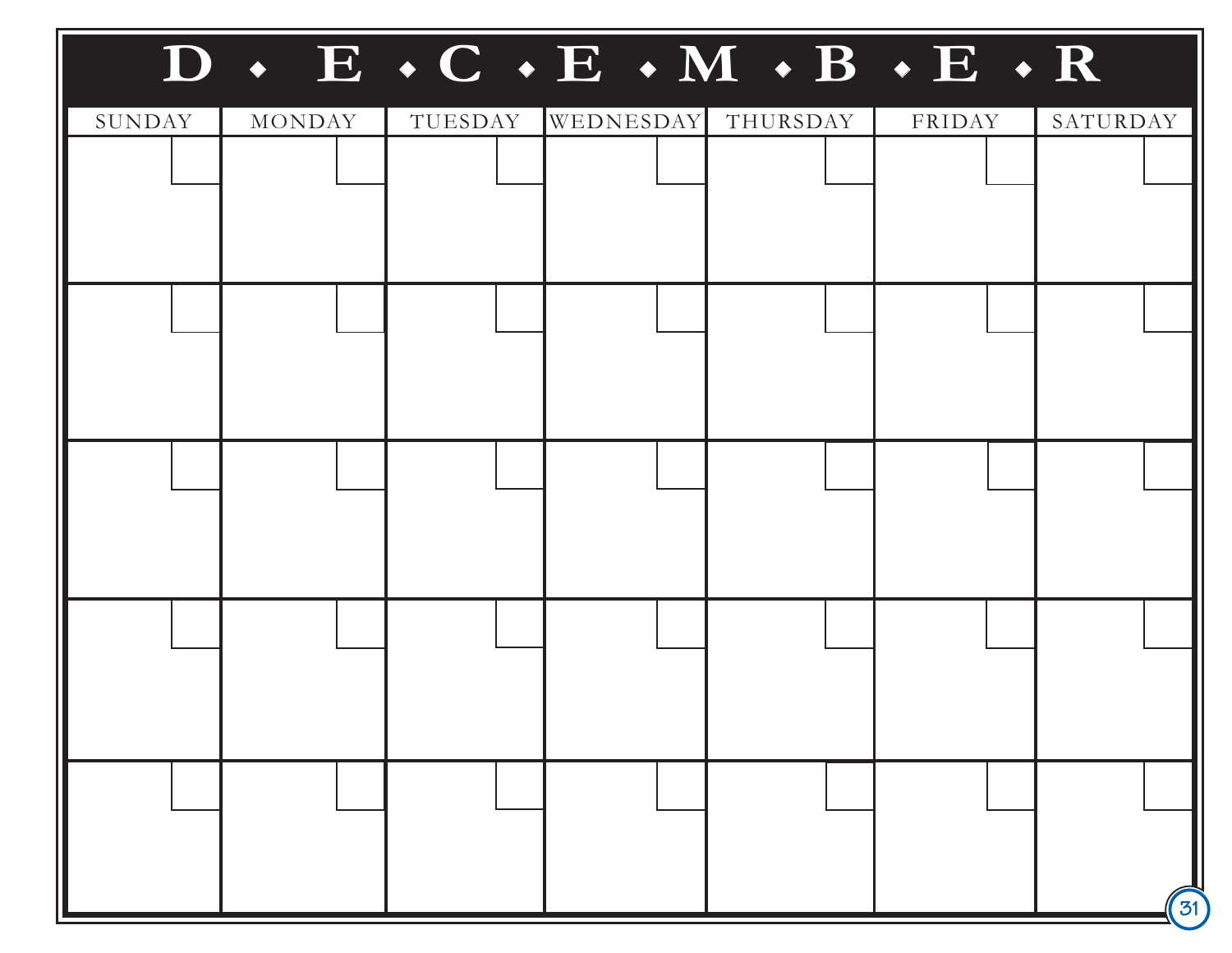# D • E • C • E • M • B • E • R

| SUNDAY | MONDAY | TUESDAY | WEDNESDAY | THURSDAY | FRIDAY | SATURDAY |
| --- | --- | --- | --- | --- | --- | --- |
| | | | | | | |
| | | | | | | |
| | | | | | | |
| | | | | | | |
| | | | | | | |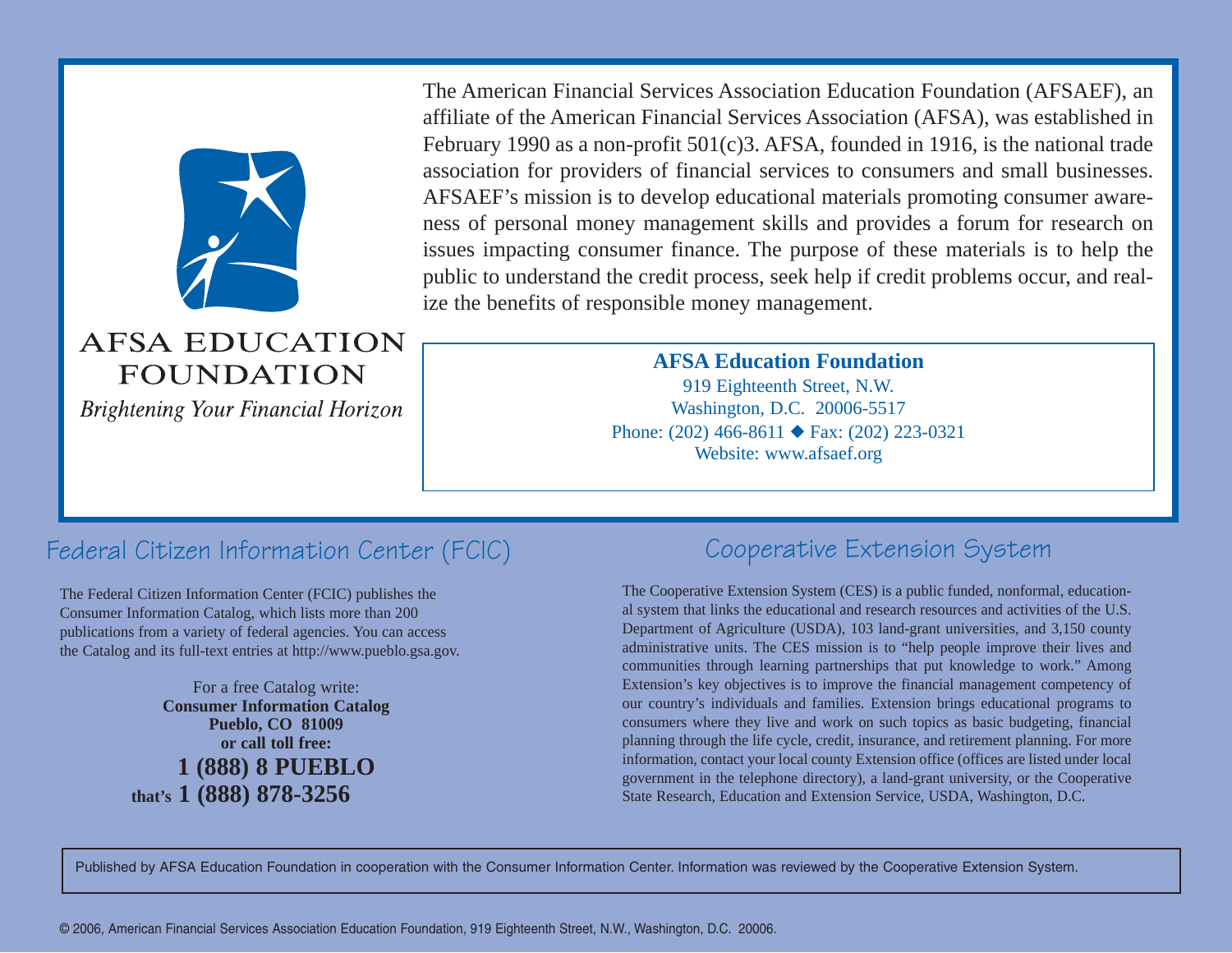AFSA EDUCATION FOUNDATION

*Brightening Your Financial Horizon*

The American Financial Services Association Education Foundation (AFSAEF), an affiliate of the American Financial Services Association (AFSA), was established in February 1990 as a non-profit 501(c)3. AFSA, founded in 1916, is the national trade association for providers of financial services to consumers and small businesses. AFSAEF's mission is to develop educational materials promoting consumer awareness of personal money management skills and provides a forum for research on issues impacting consumer finance. The purpose of these materials is to help the public to understand the credit process, seek help if credit problems occur, and realize the benefits of responsible money management.

**AFSA Education Foundation**
919 Eighteenth Street, N.W.
Washington, D.C. 20006-5517
Phone: (202) 466-8611 ◆ Fax: (202) 223-0321
Website: www.afsaef.org

## Federal Citizen Information Center (FCIC)

The Federal Citizen Information Center (FCIC) publishes the Consumer Information Catalog, which lists more than 200 publications from a variety of federal agencies. You can access the Catalog and its full-text entries at http://www.pueblo.gsa.gov.

For a free Catalog write:
**Consumer Information Catalog**
**Pueblo, CO 81009**
**or call toll free:**
**1 (888) 8 PUEBLO**
**that's 1 (888) 878-3256**

## Cooperative Extension System

The Cooperative Extension System (CES) is a public funded, nonformal, educational system that links the educational and research resources and activities of the U.S. Department of Agriculture (USDA), 103 land-grant universities, and 3,150 county administrative units. The CES mission is to "help people improve their lives and communities through learning partnerships that put knowledge to work." Among Extension's key objectives is to improve the financial management competency of our country's individuals and families. Extension brings educational programs to consumers where they live and work on such topics as basic budgeting, financial planning through the life cycle, credit, insurance, and retirement planning. For more information, contact your local county Extension office (offices are listed under local government in the telephone directory), a land-grant university, or the Cooperative State Research, Education and Extension Service, USDA, Washington, D.C.

Published by AFSA Education Foundation in cooperation with the Consumer Information Center. Information was reviewed by the Cooperative Extension System.

© 2006, American Financial Services Association Education Foundation, 919 Eighteenth Street, N.W., Washington, D.C. 20006.